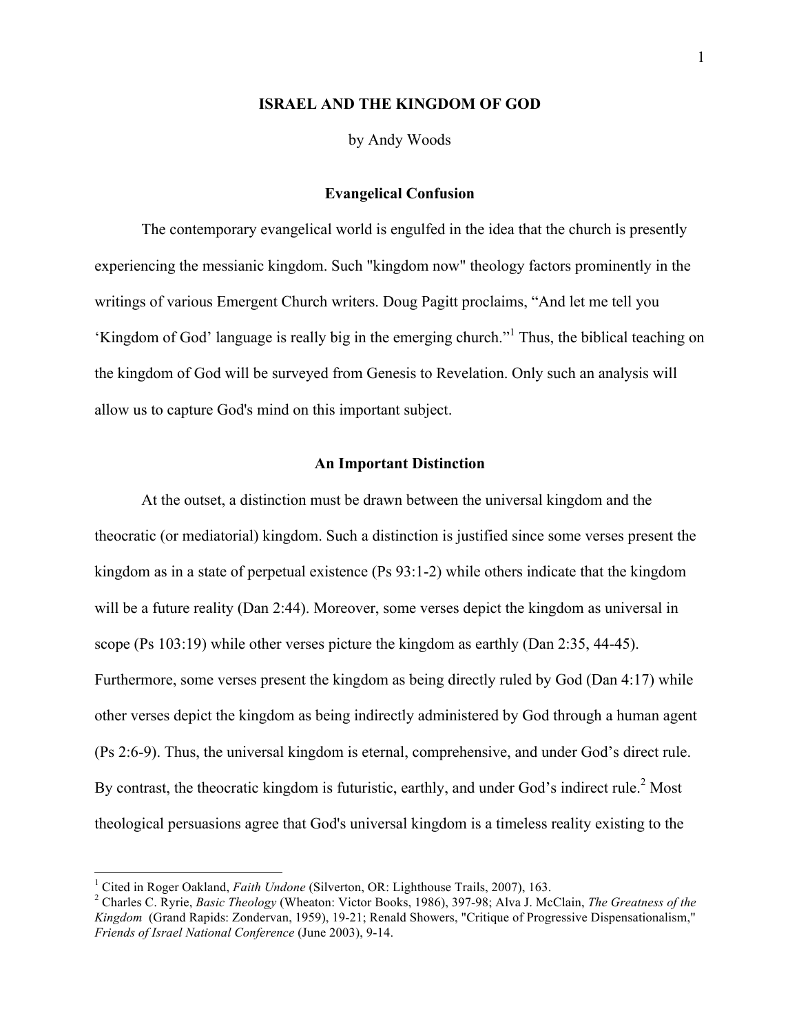# ISRAEL AND THE KINGDOM OF GOD

by Andy Woods

## Evangelical Confusion

The contemporary evangelical world is engulfed in the idea that the church is presently experiencing the messianic kingdom. Such "kingdom now" theology factors prominently in the writings of various Emergent Church writers. Doug Pagitt proclaims, "And let me tell you 'Kingdom of God' language is really big in the emerging church."[1] Thus, the biblical teaching on the kingdom of God will be surveyed from Genesis to Revelation. Only such an analysis will allow us to capture God's mind on this important subject.

## An Important Distinction

At the outset, a distinction must be drawn between the universal kingdom and the theocratic (or mediatorial) kingdom. Such a distinction is justified since some verses present the kingdom as in a state of perpetual existence (Ps 93:1-2) while others indicate that the kingdom will be a future reality (Dan 2:44). Moreover, some verses depict the kingdom as universal in scope (Ps 103:19) while other verses picture the kingdom as earthly (Dan 2:35, 44-45). Furthermore, some verses present the kingdom as being directly ruled by God (Dan 4:17) while other verses depict the kingdom as being indirectly administered by God through a human agent (Ps 2:6-9). Thus, the universal kingdom is eternal, comprehensive, and under God's direct rule. By contrast, the theocratic kingdom is futuristic, earthly, and under God's indirect rule.[2] Most theological persuasions agree that God's universal kingdom is a timeless reality existing to the

---

[1] Cited in Roger Oakland, *Faith Undone* (Silverton, OR: Lighthouse Trails, 2007), 163.

[2] Charles C. Ryrie, *Basic Theology* (Wheaton: Victor Books, 1986), 397-98; Alva J. McClain, *The Greatness of the Kingdom* (Grand Rapids: Zondervan, 1959), 19-21; Renald Showers, "Critique of Progressive Dispensationalism," *Friends of Israel National Conference* (June 2003), 9-14.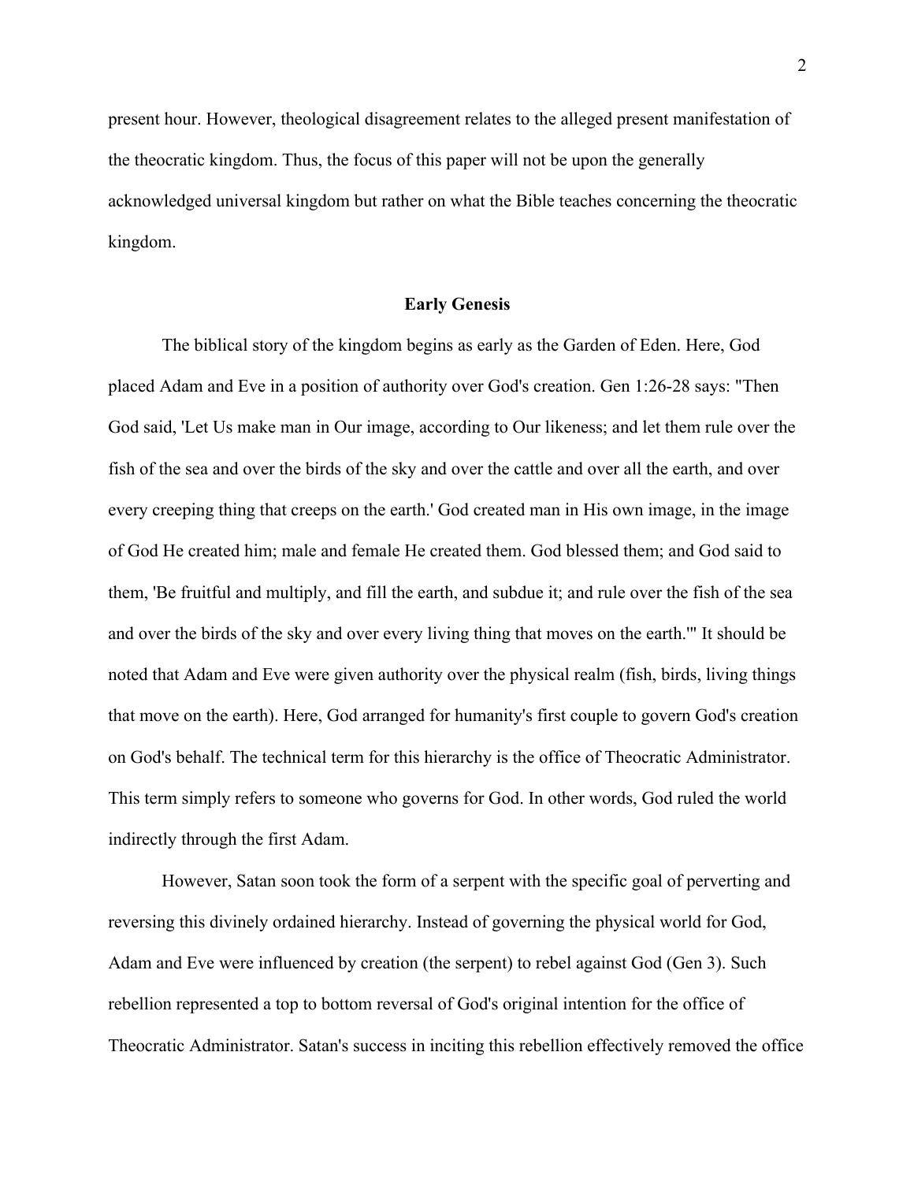present hour. However, theological disagreement relates to the alleged present manifestation of the theocratic kingdom. Thus, the focus of this paper will not be upon the generally acknowledged universal kingdom but rather on what the Bible teaches concerning the theocratic kingdom.

## Early Genesis

The biblical story of the kingdom begins as early as the Garden of Eden. Here, God placed Adam and Eve in a position of authority over God's creation. Gen 1:26-28 says: "Then God said, 'Let Us make man in Our image, according to Our likeness; and let them rule over the fish of the sea and over the birds of the sky and over the cattle and over all the earth, and over every creeping thing that creeps on the earth.' God created man in His own image, in the image of God He created him; male and female He created them. God blessed them; and God said to them, 'Be fruitful and multiply, and fill the earth, and subdue it; and rule over the fish of the sea and over the birds of the sky and over every living thing that moves on the earth.'" It should be noted that Adam and Eve were given authority over the physical realm (fish, birds, living things that move on the earth). Here, God arranged for humanity's first couple to govern God's creation on God's behalf. The technical term for this hierarchy is the office of Theocratic Administrator. This term simply refers to someone who governs for God. In other words, God ruled the world indirectly through the first Adam.

However, Satan soon took the form of a serpent with the specific goal of perverting and reversing this divinely ordained hierarchy. Instead of governing the physical world for God, Adam and Eve were influenced by creation (the serpent) to rebel against God (Gen 3). Such rebellion represented a top to bottom reversal of God's original intention for the office of Theocratic Administrator. Satan's success in inciting this rebellion effectively removed the office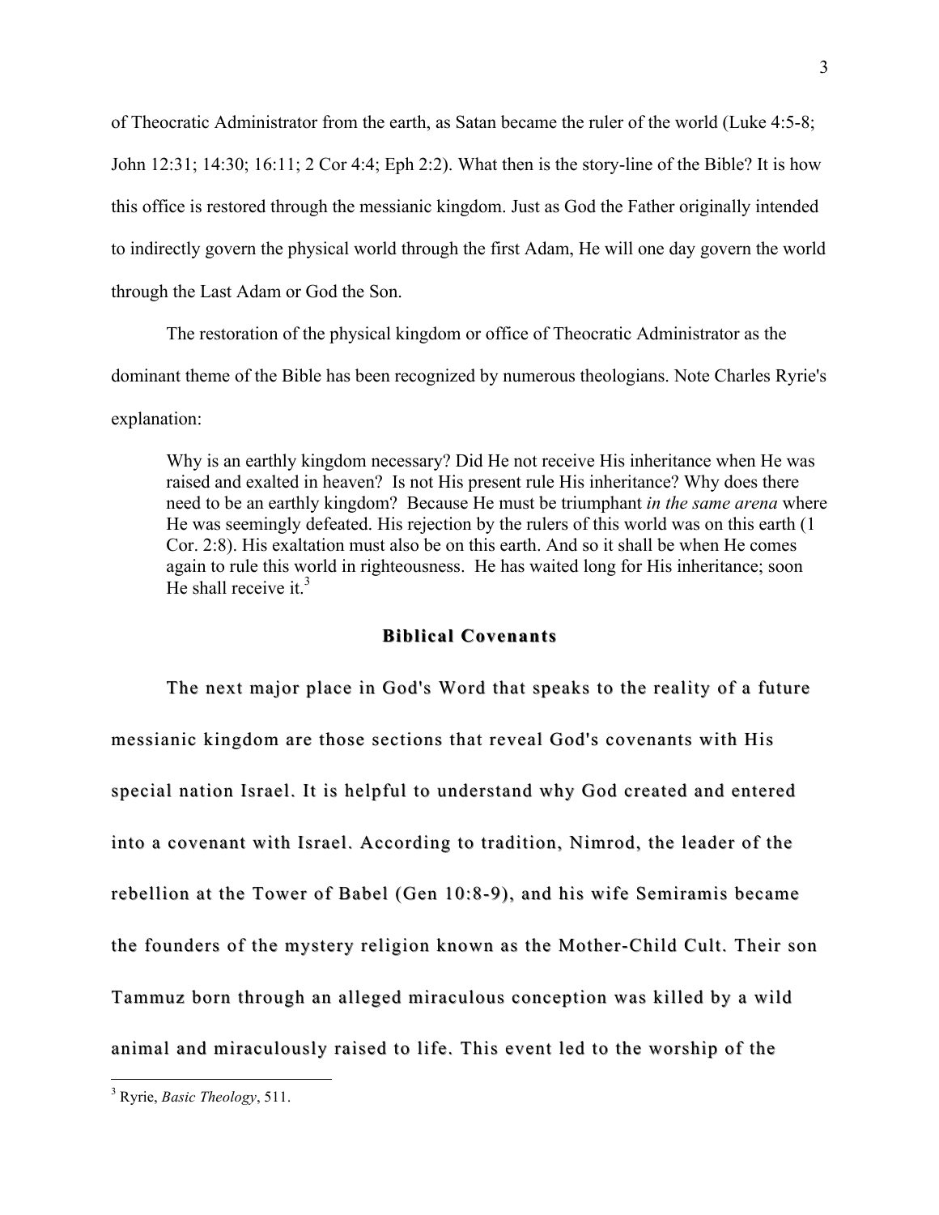of Theocratic Administrator from the earth, as Satan became the ruler of the world (Luke 4:5-8; John 12:31; 14:30; 16:11; 2 Cor 4:4; Eph 2:2). What then is the story-line of the Bible? It is how this office is restored through the messianic kingdom. Just as God the Father originally intended to indirectly govern the physical world through the first Adam, He will one day govern the world through the Last Adam or God the Son.

The restoration of the physical kingdom or office of Theocratic Administrator as the dominant theme of the Bible has been recognized by numerous theologians. Note Charles Ryrie's explanation:

> Why is an earthly kingdom necessary? Did He not receive His inheritance when He was raised and exalted in heaven? Is not His present rule His inheritance? Why does there need to be an earthly kingdom? Because He must be triumphant *in the same arena* where He was seemingly defeated. His rejection by the rulers of this world was on this earth (1 Cor. 2:8). His exaltation must also be on this earth. And so it shall be when He comes again to rule this world in righteousness. He has waited long for His inheritance; soon He shall receive it.[3]

## Biblical Covenants

The next major place in God's Word that speaks to the reality of a future messianic kingdom are those sections that reveal God's covenants with His special nation Israel. It is helpful to understand why God created and entered into a covenant with Israel. According to tradition, Nimrod, the leader of the rebellion at the Tower of Babel (Gen 10:8-9), and his wife Semiramis became the founders of the mystery religion known as the Mother-Child Cult. Their son Tammuz born through an alleged miraculous conception was killed by a wild animal and miraculously raised to life. This event led to the worship of the

[3] Ryrie, *Basic Theology*, 511.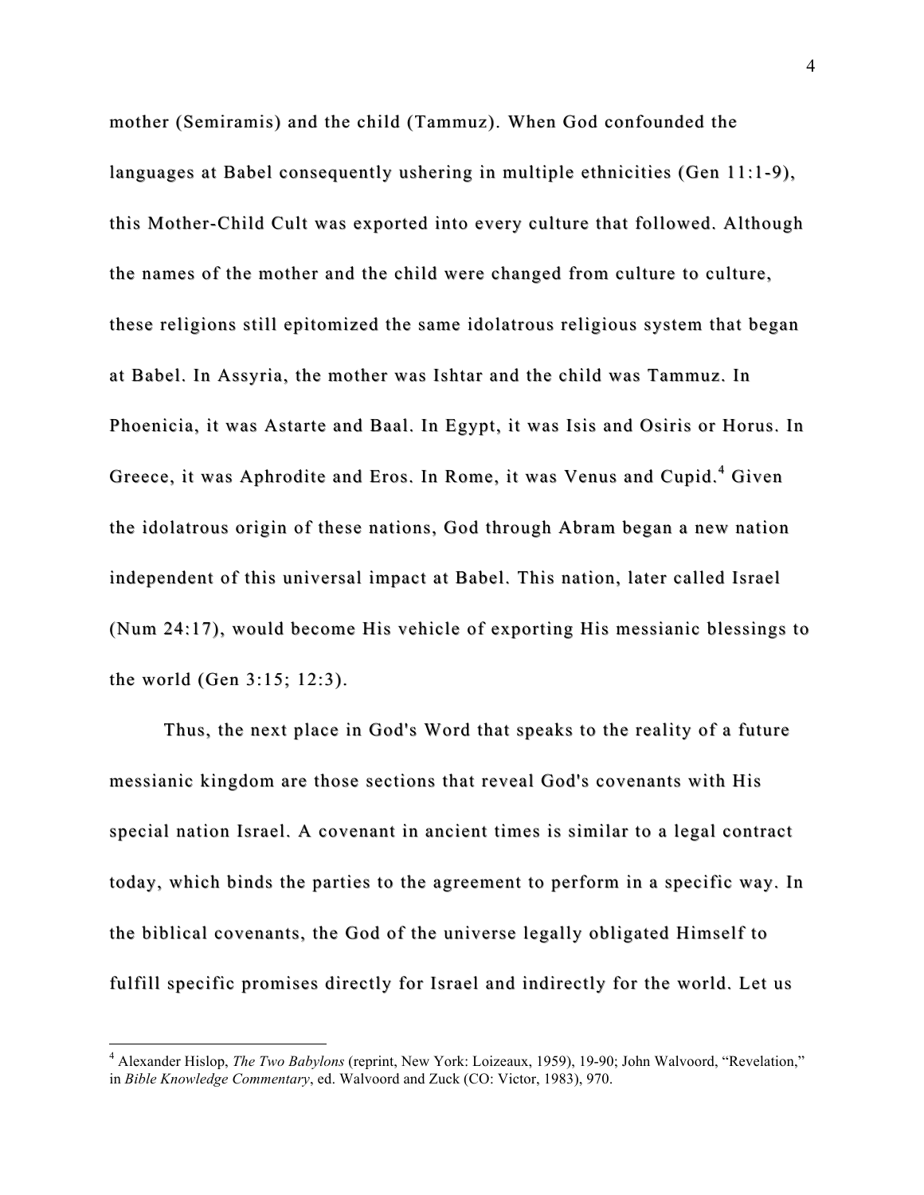mother (Semiramis) and the child (Tammuz). When God confounded the languages at Babel consequently ushering in multiple ethnicities (Gen 11:1-9), this Mother-Child Cult was exported into every culture that followed. Although the names of the mother and the child were changed from culture to culture, these religions still epitomized the same idolatrous religious system that began at Babel. In Assyria, the mother was Ishtar and the child was Tammuz. In Phoenicia, it was Astarte and Baal. In Egypt, it was Isis and Osiris or Horus. In Greece, it was Aphrodite and Eros. In Rome, it was Venus and Cupid.[4] Given the idolatrous origin of these nations, God through Abram began a new nation independent of this universal impact at Babel. This nation, later called Israel (Num 24:17), would become His vehicle of exporting His messianic blessings to the world (Gen 3:15; 12:3).

Thus, the next place in God's Word that speaks to the reality of a future messianic kingdom are those sections that reveal God's covenants with His special nation Israel. A covenant in ancient times is similar to a legal contract today, which binds the parties to the agreement to perform in a specific way. In the biblical covenants, the God of the universe legally obligated Himself to fulfill specific promises directly for Israel and indirectly for the world. Let us

---

[4] Alexander Hislop, *The Two Babylons* (reprint, New York: Loizeaux, 1959), 19-90; John Walvoord, "Revelation," in *Bible Knowledge Commentary*, ed. Walvoord and Zuck (CO: Victor, 1983), 970.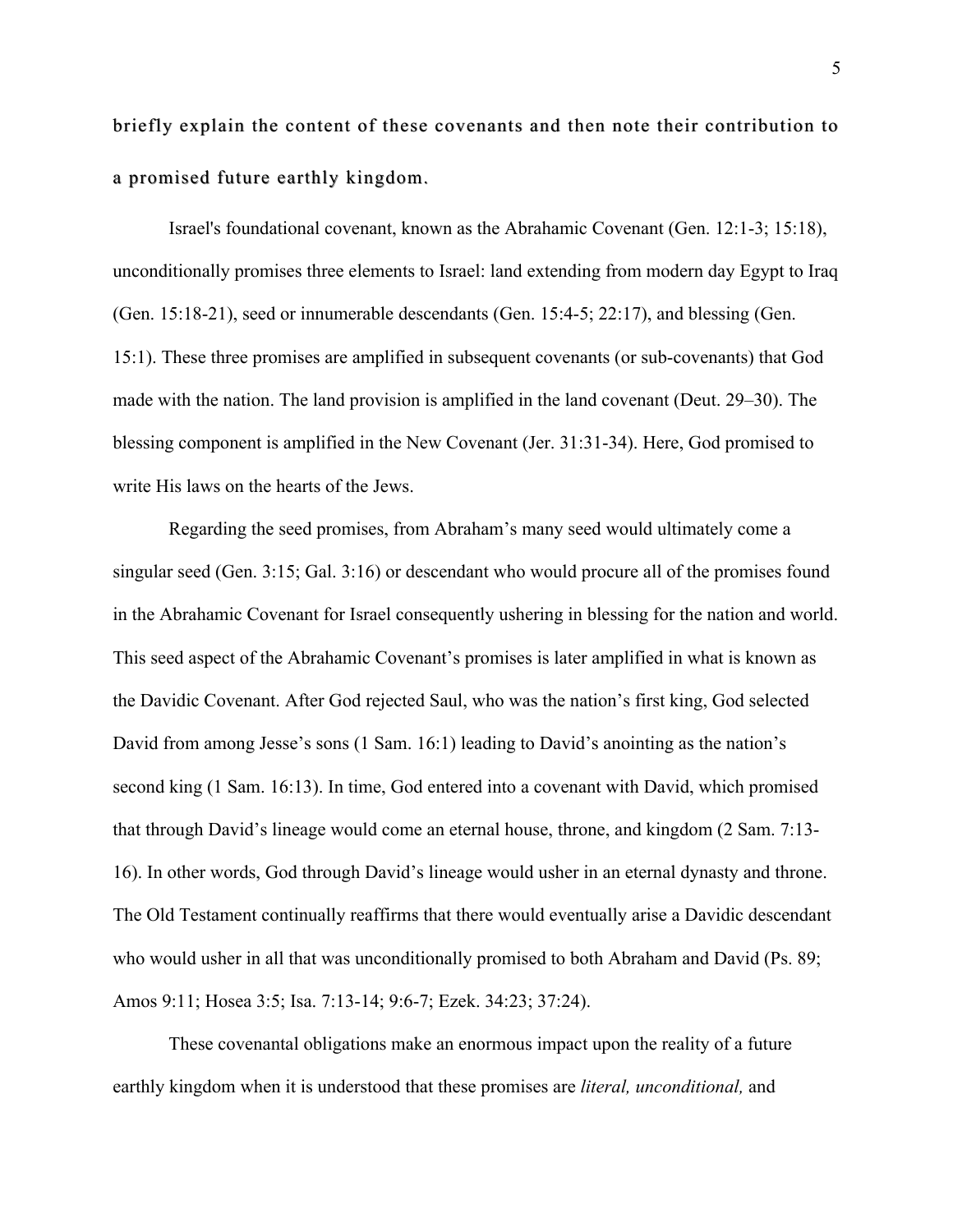briefly explain the content of these covenants and then note their contribution to a promised future earthly kingdom.

Israel's foundational covenant, known as the Abrahamic Covenant (Gen. 12:1-3; 15:18), unconditionally promises three elements to Israel: land extending from modern day Egypt to Iraq (Gen. 15:18-21), seed or innumerable descendants (Gen. 15:4-5; 22:17), and blessing (Gen. 15:1). These three promises are amplified in subsequent covenants (or sub-covenants) that God made with the nation. The land provision is amplified in the land covenant (Deut. 29–30). The blessing component is amplified in the New Covenant (Jer. 31:31-34). Here, God promised to write His laws on the hearts of the Jews.

Regarding the seed promises, from Abraham's many seed would ultimately come a singular seed (Gen. 3:15; Gal. 3:16) or descendant who would procure all of the promises found in the Abrahamic Covenant for Israel consequently ushering in blessing for the nation and world. This seed aspect of the Abrahamic Covenant's promises is later amplified in what is known as the Davidic Covenant. After God rejected Saul, who was the nation's first king, God selected David from among Jesse's sons (1 Sam. 16:1) leading to David's anointing as the nation's second king (1 Sam. 16:13). In time, God entered into a covenant with David, which promised that through David's lineage would come an eternal house, throne, and kingdom (2 Sam. 7:13-16). In other words, God through David's lineage would usher in an eternal dynasty and throne. The Old Testament continually reaffirms that there would eventually arise a Davidic descendant who would usher in all that was unconditionally promised to both Abraham and David (Ps. 89; Amos 9:11; Hosea 3:5; Isa. 7:13-14; 9:6-7; Ezek. 34:23; 37:24).

These covenantal obligations make an enormous impact upon the reality of a future earthly kingdom when it is understood that these promises are *literal, unconditional,* and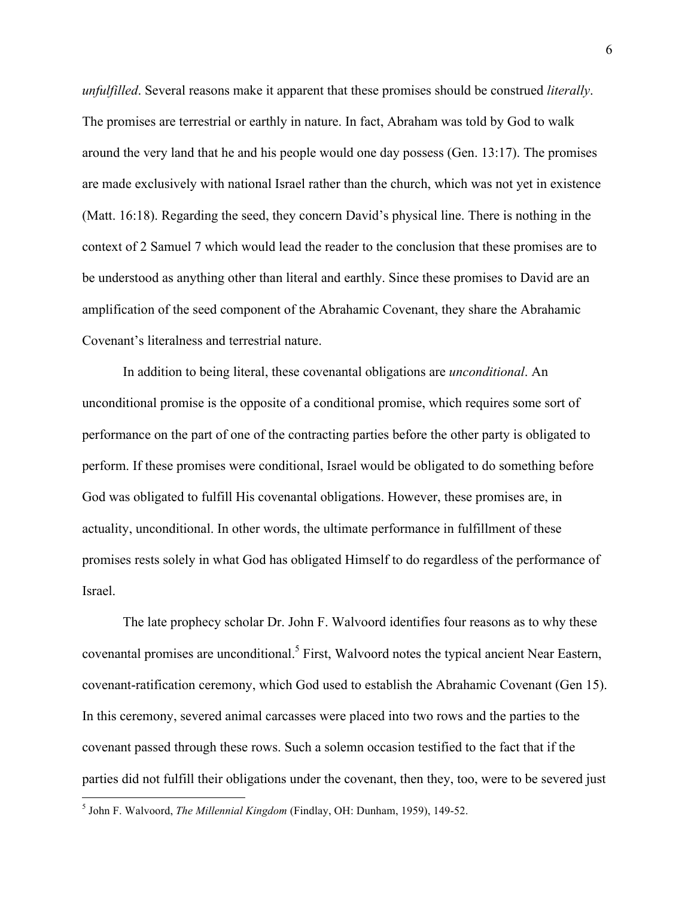*unfulfilled*. Several reasons make it apparent that these promises should be construed *literally*. The promises are terrestrial or earthly in nature. In fact, Abraham was told by God to walk around the very land that he and his people would one day possess (Gen. 13:17). The promises are made exclusively with national Israel rather than the church, which was not yet in existence (Matt. 16:18). Regarding the seed, they concern David's physical line. There is nothing in the context of 2 Samuel 7 which would lead the reader to the conclusion that these promises are to be understood as anything other than literal and earthly. Since these promises to David are an amplification of the seed component of the Abrahamic Covenant, they share the Abrahamic Covenant's literalness and terrestrial nature.

In addition to being literal, these covenantal obligations are *unconditional*. An unconditional promise is the opposite of a conditional promise, which requires some sort of performance on the part of one of the contracting parties before the other party is obligated to perform. If these promises were conditional, Israel would be obligated to do something before God was obligated to fulfill His covenantal obligations. However, these promises are, in actuality, unconditional. In other words, the ultimate performance in fulfillment of these promises rests solely in what God has obligated Himself to do regardless of the performance of Israel.

The late prophecy scholar Dr. John F. Walvoord identifies four reasons as to why these covenantal promises are unconditional.[5] First, Walvoord notes the typical ancient Near Eastern, covenant-ratification ceremony, which God used to establish the Abrahamic Covenant (Gen 15). In this ceremony, severed animal carcasses were placed into two rows and the parties to the covenant passed through these rows. Such a solemn occasion testified to the fact that if the parties did not fulfill their obligations under the covenant, then they, too, were to be severed just

---

[5] John F. Walvoord, *The Millennial Kingdom* (Findlay, OH: Dunham, 1959), 149-52.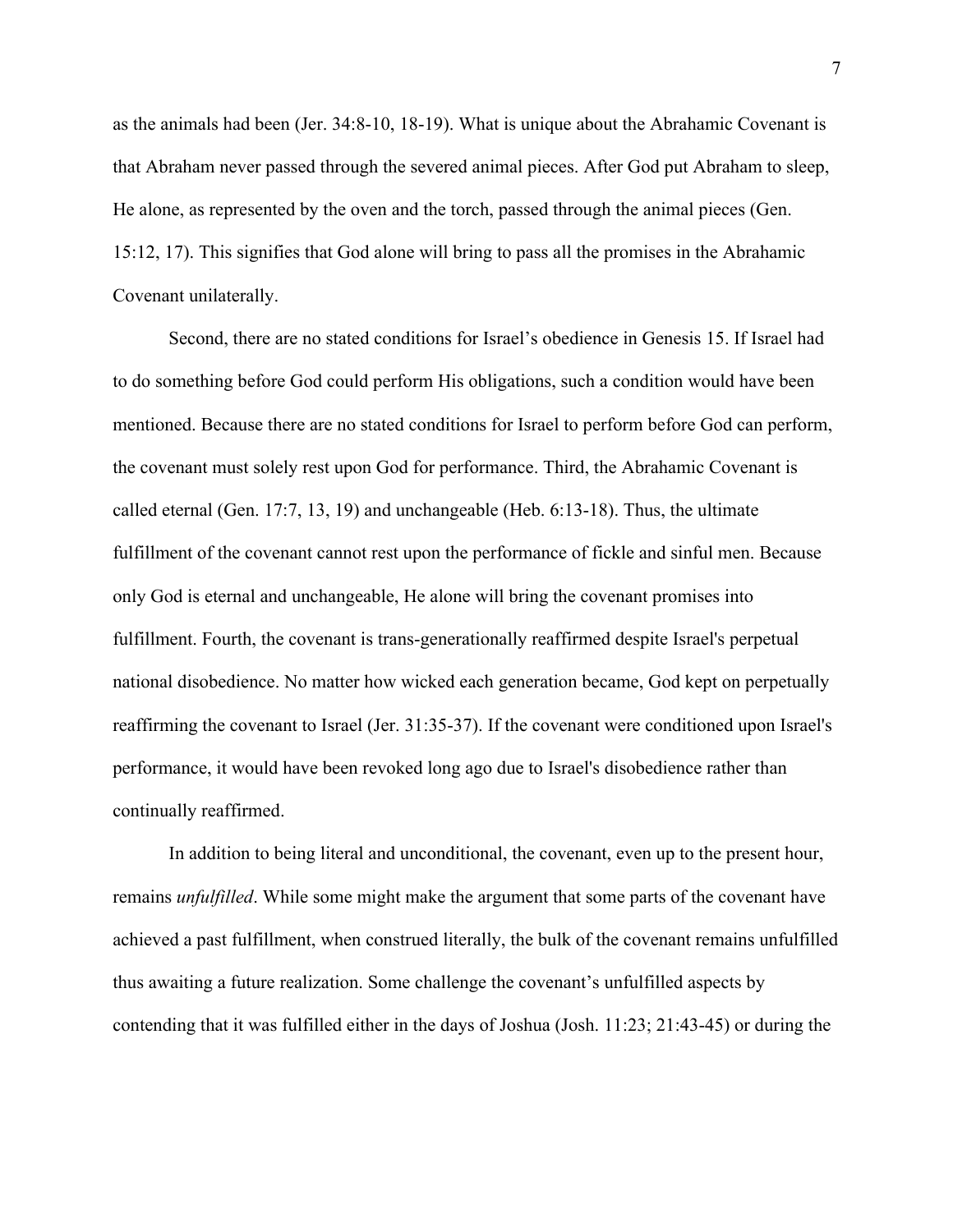as the animals had been (Jer. 34:8-10, 18-19). What is unique about the Abrahamic Covenant is that Abraham never passed through the severed animal pieces. After God put Abraham to sleep, He alone, as represented by the oven and the torch, passed through the animal pieces (Gen. 15:12, 17). This signifies that God alone will bring to pass all the promises in the Abrahamic Covenant unilaterally.

Second, there are no stated conditions for Israel's obedience in Genesis 15. If Israel had to do something before God could perform His obligations, such a condition would have been mentioned. Because there are no stated conditions for Israel to perform before God can perform, the covenant must solely rest upon God for performance. Third, the Abrahamic Covenant is called eternal (Gen. 17:7, 13, 19) and unchangeable (Heb. 6:13-18). Thus, the ultimate fulfillment of the covenant cannot rest upon the performance of fickle and sinful men. Because only God is eternal and unchangeable, He alone will bring the covenant promises into fulfillment. Fourth, the covenant is trans-generationally reaffirmed despite Israel's perpetual national disobedience. No matter how wicked each generation became, God kept on perpetually reaffirming the covenant to Israel (Jer. 31:35-37). If the covenant were conditioned upon Israel's performance, it would have been revoked long ago due to Israel's disobedience rather than continually reaffirmed.

In addition to being literal and unconditional, the covenant, even up to the present hour, remains *unfulfilled*. While some might make the argument that some parts of the covenant have achieved a past fulfillment, when construed literally, the bulk of the covenant remains unfulfilled thus awaiting a future realization. Some challenge the covenant's unfulfilled aspects by contending that it was fulfilled either in the days of Joshua (Josh. 11:23; 21:43-45) or during the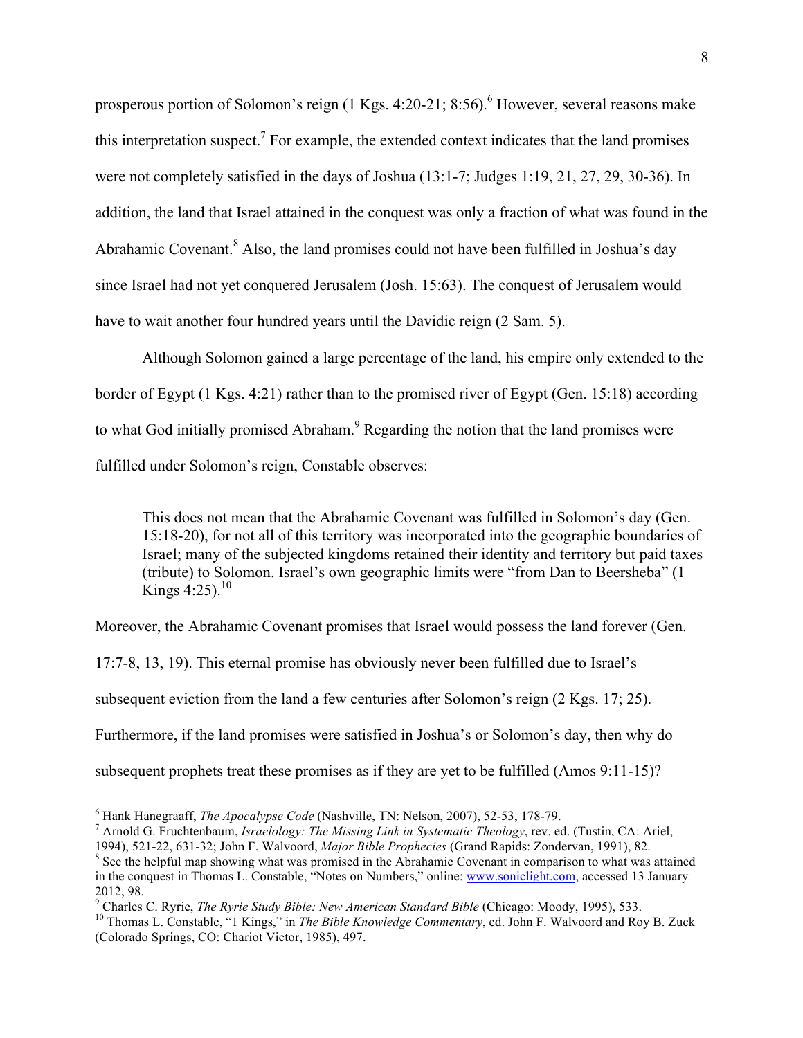prosperous portion of Solomon's reign (1 Kgs. 4:20-21; 8:56).[6] However, several reasons make this interpretation suspect.[7] For example, the extended context indicates that the land promises were not completely satisfied in the days of Joshua (13:1-7; Judges 1:19, 21, 27, 29, 30-36). In addition, the land that Israel attained in the conquest was only a fraction of what was found in the Abrahamic Covenant.[8] Also, the land promises could not have been fulfilled in Joshua's day since Israel had not yet conquered Jerusalem (Josh. 15:63). The conquest of Jerusalem would have to wait another four hundred years until the Davidic reign (2 Sam. 5).

Although Solomon gained a large percentage of the land, his empire only extended to the border of Egypt (1 Kgs. 4:21) rather than to the promised river of Egypt (Gen. 15:18) according to what God initially promised Abraham.[9] Regarding the notion that the land promises were fulfilled under Solomon's reign, Constable observes:

> This does not mean that the Abrahamic Covenant was fulfilled in Solomon's day (Gen. 15:18-20), for not all of this territory was incorporated into the geographic boundaries of Israel; many of the subjected kingdoms retained their identity and territory but paid taxes (tribute) to Solomon. Israel's own geographic limits were "from Dan to Beersheba" (1 Kings 4:25).[10]

Moreover, the Abrahamic Covenant promises that Israel would possess the land forever (Gen. 17:7-8, 13, 19). This eternal promise has obviously never been fulfilled due to Israel's subsequent eviction from the land a few centuries after Solomon's reign (2 Kgs. 17; 25). Furthermore, if the land promises were satisfied in Joshua's or Solomon's day, then why do subsequent prophets treat these promises as if they are yet to be fulfilled (Amos 9:11-15)?

---

[6] Hank Hanegraaff, *The Apocalypse Code* (Nashville, TN: Nelson, 2007), 52-53, 178-79.

[7] Arnold G. Fruchtenbaum, *Israelology: The Missing Link in Systematic Theology*, rev. ed. (Tustin, CA: Ariel, 1994), 521-22, 631-32; John F. Walvoord, *Major Bible Prophecies* (Grand Rapids: Zondervan, 1991), 82.

[8] See the helpful map showing what was promised in the Abrahamic Covenant in comparison to what was attained in the conquest in Thomas L. Constable, "Notes on Numbers," online: www.soniclight.com, accessed 13 January 2012, 98.

[9] Charles C. Ryrie, *The Ryrie Study Bible: New American Standard Bible* (Chicago: Moody, 1995), 533.

[10] Thomas L. Constable, "1 Kings," in *The Bible Knowledge Commentary*, ed. John F. Walvoord and Roy B. Zuck (Colorado Springs, CO: Chariot Victor, 1985), 497.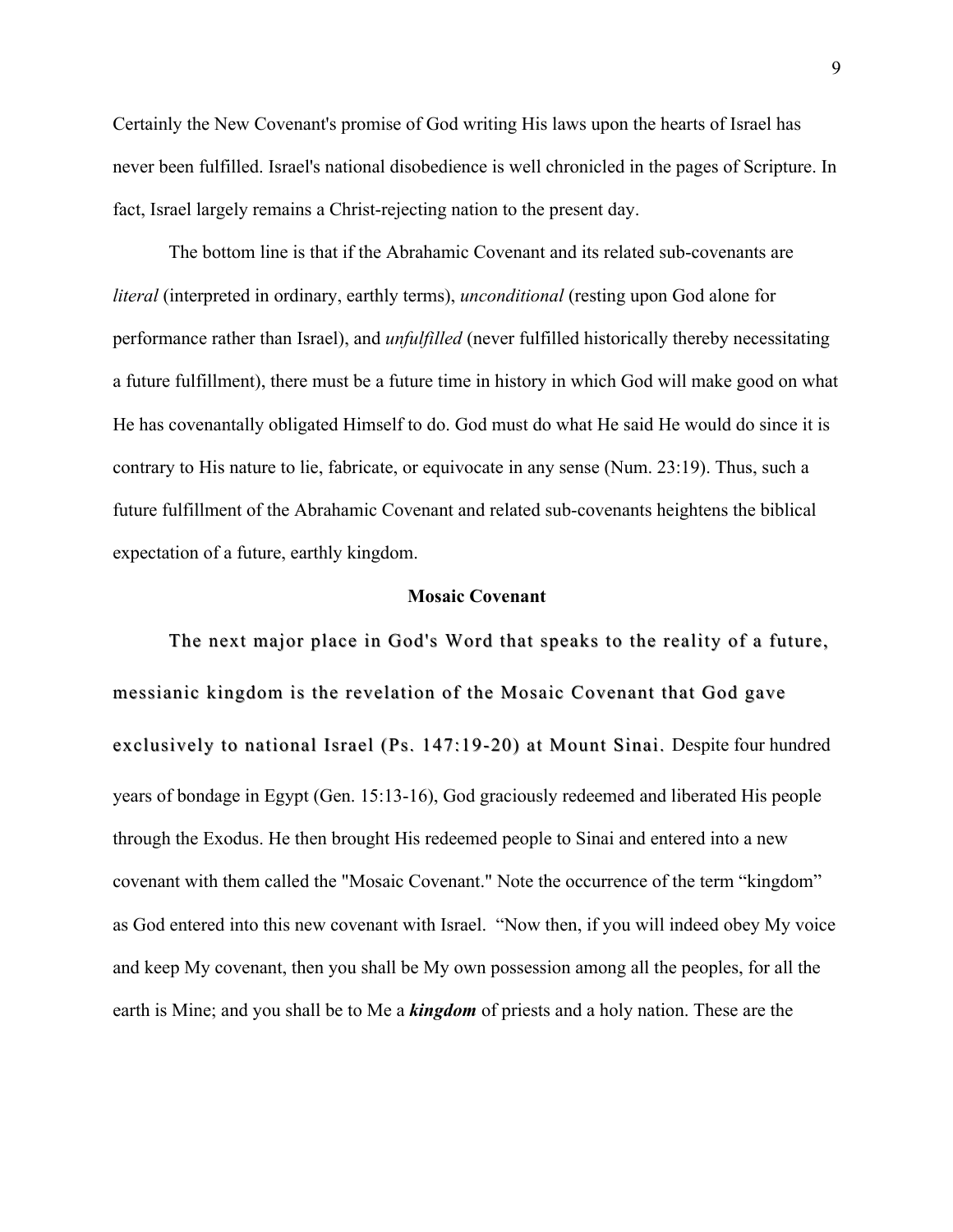Certainly the New Covenant's promise of God writing His laws upon the hearts of Israel has never been fulfilled. Israel's national disobedience is well chronicled in the pages of Scripture. In fact, Israel largely remains a Christ-rejecting nation to the present day.

The bottom line is that if the Abrahamic Covenant and its related sub-covenants are *literal* (interpreted in ordinary, earthly terms), *unconditional* (resting upon God alone for performance rather than Israel), and *unfulfilled* (never fulfilled historically thereby necessitating a future fulfillment), there must be a future time in history in which God will make good on what He has covenantally obligated Himself to do. God must do what He said He would do since it is contrary to His nature to lie, fabricate, or equivocate in any sense (Num. 23:19). Thus, such a future fulfillment of the Abrahamic Covenant and related sub-covenants heightens the biblical expectation of a future, earthly kingdom.

### Mosaic Covenant

The next major place in God's Word that speaks to the reality of a future, messianic kingdom is the revelation of the Mosaic Covenant that God gave exclusively to national Israel (Ps. 147:19-20) at Mount Sinai. Despite four hundred years of bondage in Egypt (Gen. 15:13-16), God graciously redeemed and liberated His people through the Exodus. He then brought His redeemed people to Sinai and entered into a new covenant with them called the "Mosaic Covenant." Note the occurrence of the term "kingdom" as God entered into this new covenant with Israel. "Now then, if you will indeed obey My voice and keep My covenant, then you shall be My own possession among all the peoples, for all the earth is Mine; and you shall be to Me a ***kingdom*** of priests and a holy nation. These are the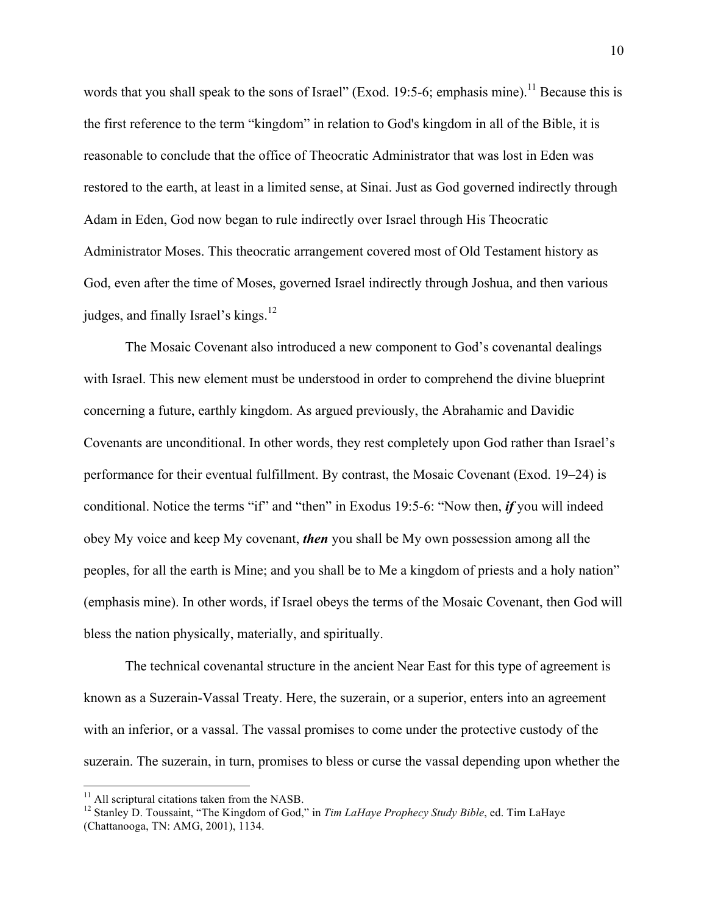words that you shall speak to the sons of Israel" (Exod. 19:5-6; emphasis mine).[11] Because this is the first reference to the term "kingdom" in relation to God's kingdom in all of the Bible, it is reasonable to conclude that the office of Theocratic Administrator that was lost in Eden was restored to the earth, at least in a limited sense, at Sinai. Just as God governed indirectly through Adam in Eden, God now began to rule indirectly over Israel through His Theocratic Administrator Moses. This theocratic arrangement covered most of Old Testament history as God, even after the time of Moses, governed Israel indirectly through Joshua, and then various judges, and finally Israel's kings.[12]

The Mosaic Covenant also introduced a new component to God's covenantal dealings with Israel. This new element must be understood in order to comprehend the divine blueprint concerning a future, earthly kingdom. As argued previously, the Abrahamic and Davidic Covenants are unconditional. In other words, they rest completely upon God rather than Israel's performance for their eventual fulfillment. By contrast, the Mosaic Covenant (Exod. 19–24) is conditional. Notice the terms "if" and "then" in Exodus 19:5-6: "Now then, ***if*** you will indeed obey My voice and keep My covenant, ***then*** you shall be My own possession among all the peoples, for all the earth is Mine; and you shall be to Me a kingdom of priests and a holy nation" (emphasis mine). In other words, if Israel obeys the terms of the Mosaic Covenant, then God will bless the nation physically, materially, and spiritually.

The technical covenantal structure in the ancient Near East for this type of agreement is known as a Suzerain-Vassal Treaty. Here, the suzerain, or a superior, enters into an agreement with an inferior, or a vassal. The vassal promises to come under the protective custody of the suzerain. The suzerain, in turn, promises to bless or curse the vassal depending upon whether the

---

[11] All scriptural citations taken from the NASB.

[12] Stanley D. Toussaint, "The Kingdom of God," in *Tim LaHaye Prophecy Study Bible*, ed. Tim LaHaye (Chattanooga, TN: AMG, 2001), 1134.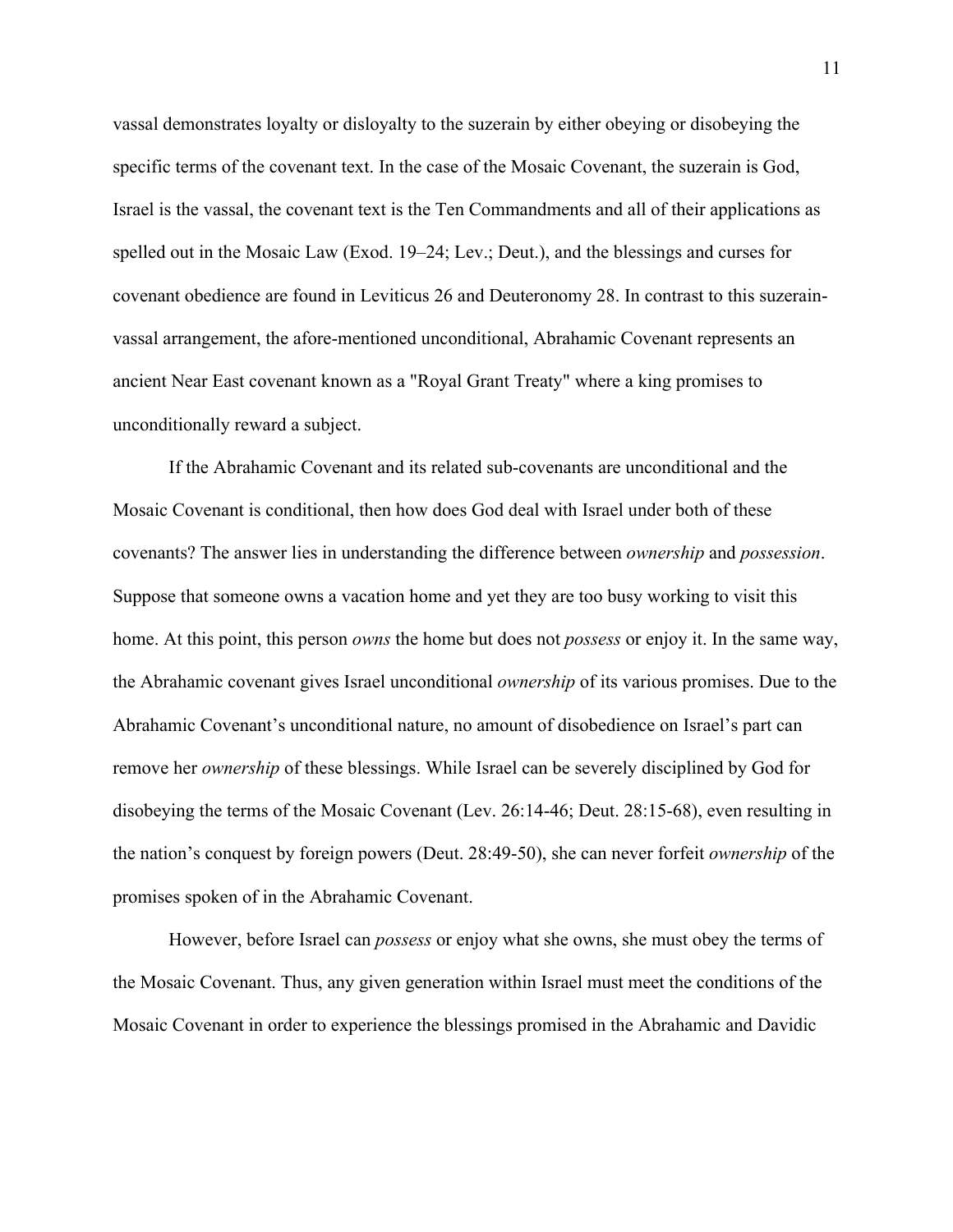vassal demonstrates loyalty or disloyalty to the suzerain by either obeying or disobeying the specific terms of the covenant text. In the case of the Mosaic Covenant, the suzerain is God, Israel is the vassal, the covenant text is the Ten Commandments and all of their applications as spelled out in the Mosaic Law (Exod. 19–24; Lev.; Deut.), and the blessings and curses for covenant obedience are found in Leviticus 26 and Deuteronomy 28. In contrast to this suzerain-vassal arrangement, the afore-mentioned unconditional, Abrahamic Covenant represents an ancient Near East covenant known as a "Royal Grant Treaty" where a king promises to unconditionally reward a subject.

If the Abrahamic Covenant and its related sub-covenants are unconditional and the Mosaic Covenant is conditional, then how does God deal with Israel under both of these covenants? The answer lies in understanding the difference between *ownership* and *possession*. Suppose that someone owns a vacation home and yet they are too busy working to visit this home. At this point, this person *owns* the home but does not *possess* or enjoy it. In the same way, the Abrahamic covenant gives Israel unconditional *ownership* of its various promises. Due to the Abrahamic Covenant's unconditional nature, no amount of disobedience on Israel's part can remove her *ownership* of these blessings. While Israel can be severely disciplined by God for disobeying the terms of the Mosaic Covenant (Lev. 26:14-46; Deut. 28:15-68), even resulting in the nation's conquest by foreign powers (Deut. 28:49-50), she can never forfeit *ownership* of the promises spoken of in the Abrahamic Covenant.

However, before Israel can *possess* or enjoy what she owns, she must obey the terms of the Mosaic Covenant. Thus, any given generation within Israel must meet the conditions of the Mosaic Covenant in order to experience the blessings promised in the Abrahamic and Davidic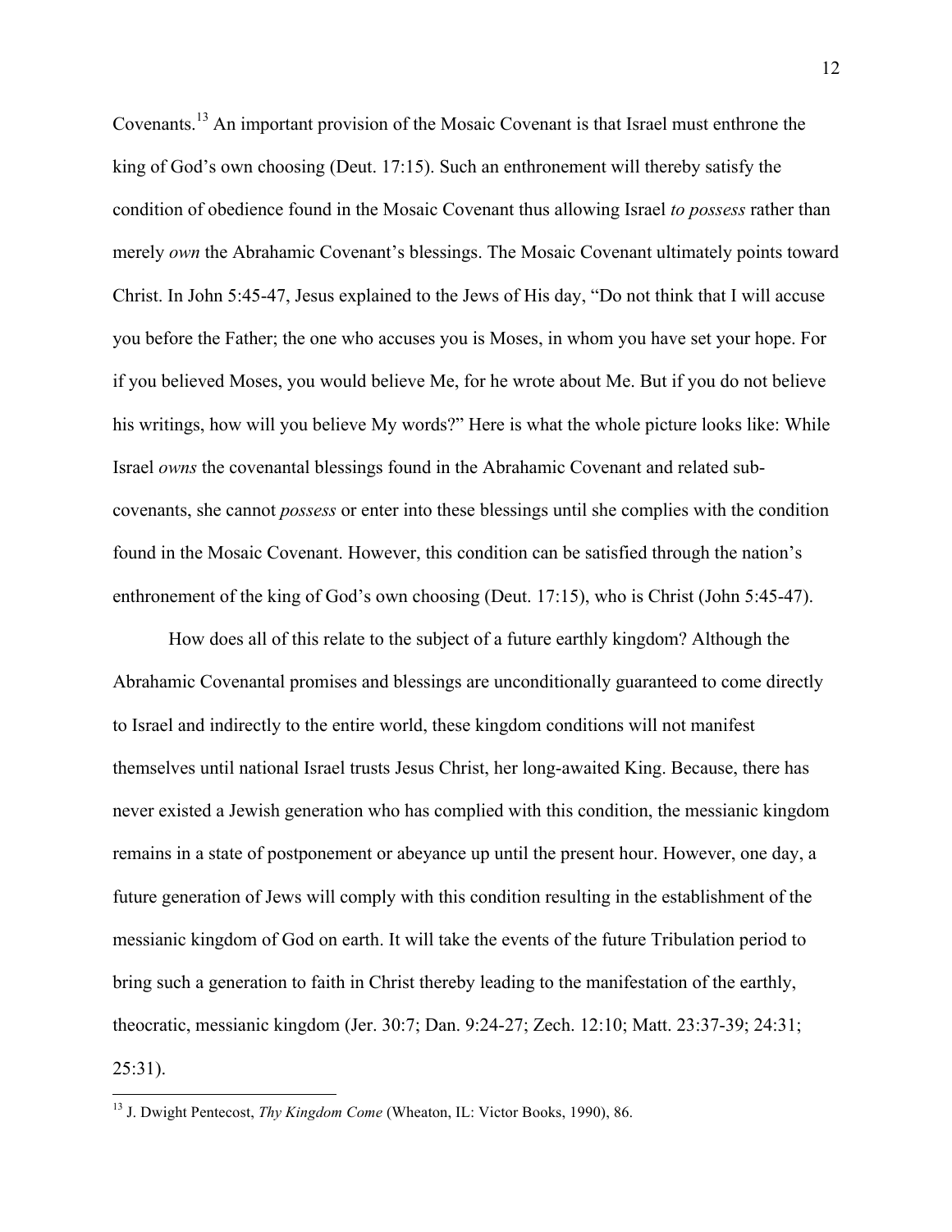Covenants.[13] An important provision of the Mosaic Covenant is that Israel must enthrone the king of God's own choosing (Deut. 17:15). Such an enthronement will thereby satisfy the condition of obedience found in the Mosaic Covenant thus allowing Israel *to possess* rather than merely *own* the Abrahamic Covenant's blessings. The Mosaic Covenant ultimately points toward Christ. In John 5:45-47, Jesus explained to the Jews of His day, "Do not think that I will accuse you before the Father; the one who accuses you is Moses, in whom you have set your hope. For if you believed Moses, you would believe Me, for he wrote about Me. But if you do not believe his writings, how will you believe My words?" Here is what the whole picture looks like: While Israel *owns* the covenantal blessings found in the Abrahamic Covenant and related sub-covenants, she cannot *possess* or enter into these blessings until she complies with the condition found in the Mosaic Covenant. However, this condition can be satisfied through the nation's enthronement of the king of God's own choosing (Deut. 17:15), who is Christ (John 5:45-47).

How does all of this relate to the subject of a future earthly kingdom? Although the Abrahamic Covenantal promises and blessings are unconditionally guaranteed to come directly to Israel and indirectly to the entire world, these kingdom conditions will not manifest themselves until national Israel trusts Jesus Christ, her long-awaited King. Because, there has never existed a Jewish generation who has complied with this condition, the messianic kingdom remains in a state of postponement or abeyance up until the present hour. However, one day, a future generation of Jews will comply with this condition resulting in the establishment of the messianic kingdom of God on earth. It will take the events of the future Tribulation period to bring such a generation to faith in Christ thereby leading to the manifestation of the earthly, theocratic, messianic kingdom (Jer. 30:7; Dan. 9:24-27; Zech. 12:10; Matt. 23:37-39; 24:31; 25:31).

---

[13] J. Dwight Pentecost, *Thy Kingdom Come* (Wheaton, IL: Victor Books, 1990), 86.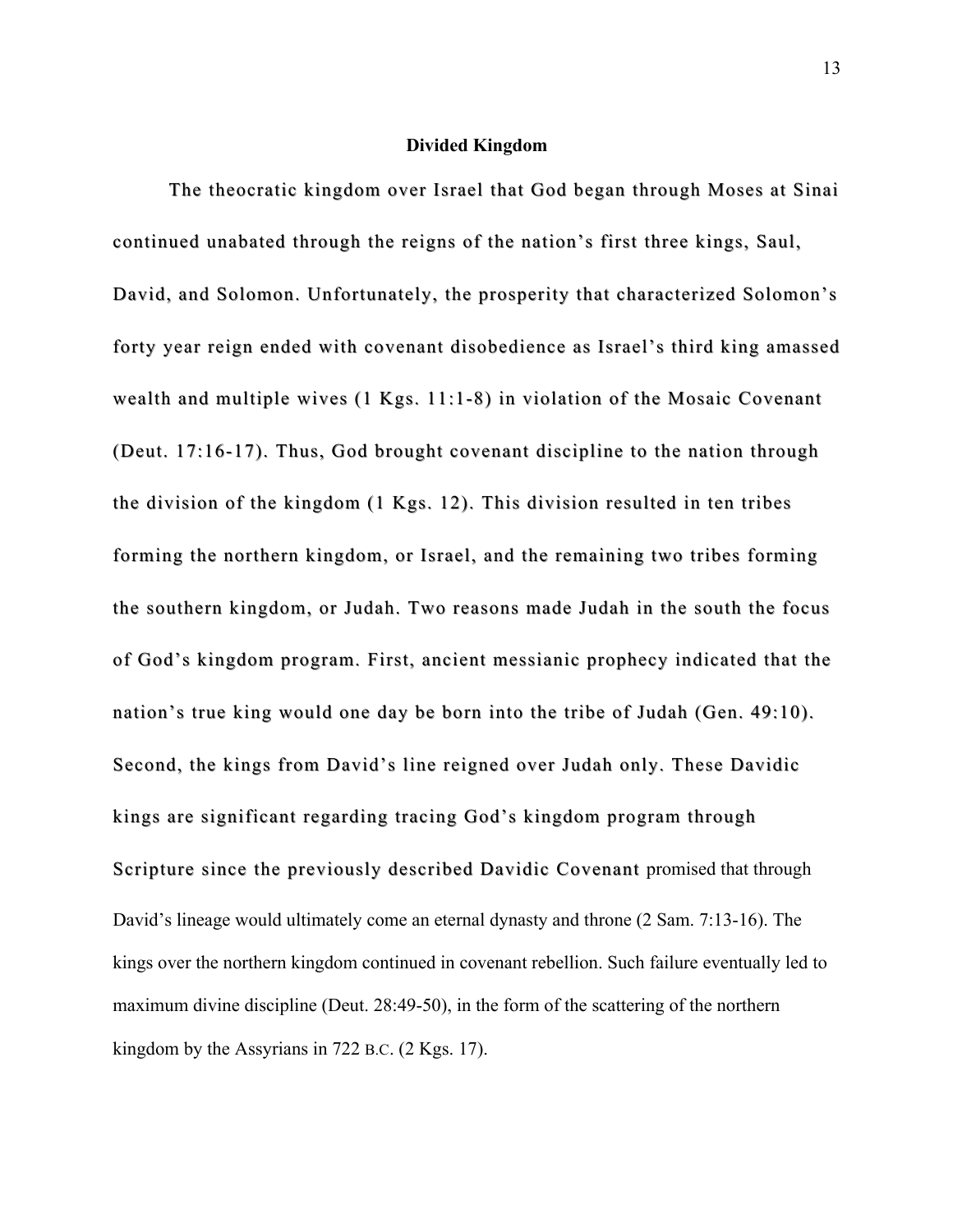## Divided Kingdom

The theocratic kingdom over Israel that God began through Moses at Sinai continued unabated through the reigns of the nation's first three kings, Saul, David, and Solomon. Unfortunately, the prosperity that characterized Solomon's forty year reign ended with covenant disobedience as Israel's third king amassed wealth and multiple wives (1 Kgs. 11:1-8) in violation of the Mosaic Covenant (Deut. 17:16-17). Thus, God brought covenant discipline to the nation through the division of the kingdom (1 Kgs. 12). This division resulted in ten tribes forming the northern kingdom, or Israel, and the remaining two tribes forming the southern kingdom, or Judah. Two reasons made Judah in the south the focus of God's kingdom program. First, ancient messianic prophecy indicated that the nation's true king would one day be born into the tribe of Judah (Gen. 49:10). Second, the kings from David's line reigned over Judah only. These Davidic kings are significant regarding tracing God's kingdom program through Scripture since the previously described Davidic Covenant promised that through David's lineage would ultimately come an eternal dynasty and throne (2 Sam. 7:13-16). The kings over the northern kingdom continued in covenant rebellion. Such failure eventually led to maximum divine discipline (Deut. 28:49-50), in the form of the scattering of the northern kingdom by the Assyrians in 722 B.C. (2 Kgs. 17).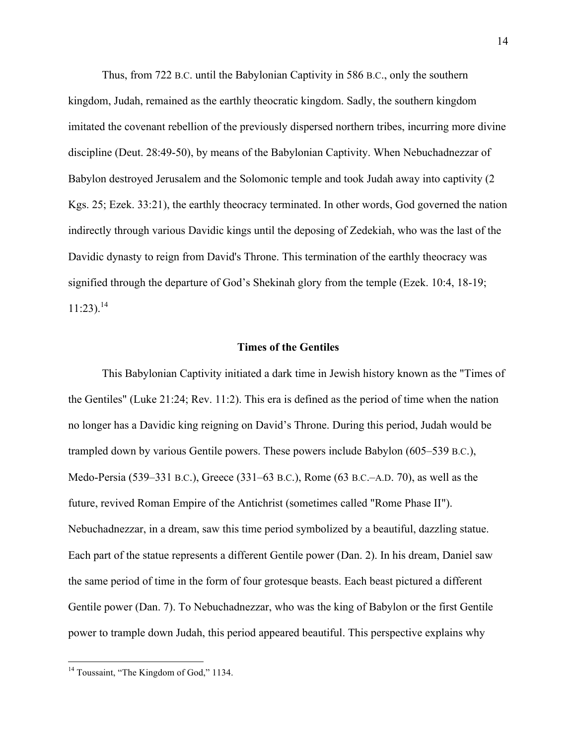Thus, from 722 B.C. until the Babylonian Captivity in 586 B.C., only the southern kingdom, Judah, remained as the earthly theocratic kingdom. Sadly, the southern kingdom imitated the covenant rebellion of the previously dispersed northern tribes, incurring more divine discipline (Deut. 28:49-50), by means of the Babylonian Captivity. When Nebuchadnezzar of Babylon destroyed Jerusalem and the Solomonic temple and took Judah away into captivity (2 Kgs. 25; Ezek. 33:21), the earthly theocracy terminated. In other words, God governed the nation indirectly through various Davidic kings until the deposing of Zedekiah, who was the last of the Davidic dynasty to reign from David's Throne. This termination of the earthly theocracy was signified through the departure of God's Shekinah glory from the temple (Ezek. 10:4, 18-19; 11:23).[14]

### Times of the Gentiles

This Babylonian Captivity initiated a dark time in Jewish history known as the "Times of the Gentiles" (Luke 21:24; Rev. 11:2). This era is defined as the period of time when the nation no longer has a Davidic king reigning on David's Throne. During this period, Judah would be trampled down by various Gentile powers. These powers include Babylon (605–539 B.C.), Medo-Persia (539–331 B.C.), Greece (331–63 B.C.), Rome (63 B.C.–A.D. 70), as well as the future, revived Roman Empire of the Antichrist (sometimes called "Rome Phase II"). Nebuchadnezzar, in a dream, saw this time period symbolized by a beautiful, dazzling statue. Each part of the statue represents a different Gentile power (Dan. 2). In his dream, Daniel saw the same period of time in the form of four grotesque beasts. Each beast pictured a different Gentile power (Dan. 7). To Nebuchadnezzar, who was the king of Babylon or the first Gentile power to trample down Judah, this period appeared beautiful. This perspective explains why

[14] Toussaint, "The Kingdom of God," 1134.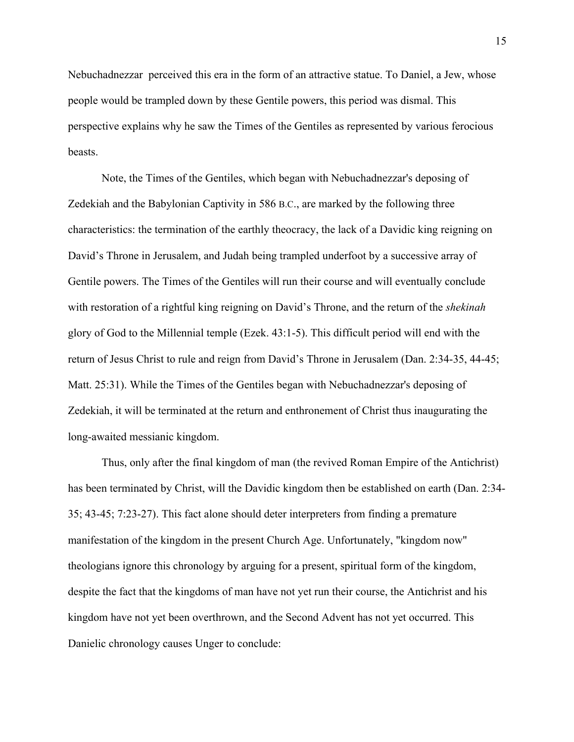Nebuchadnezzar perceived this era in the form of an attractive statue. To Daniel, a Jew, whose people would be trampled down by these Gentile powers, this period was dismal. This perspective explains why he saw the Times of the Gentiles as represented by various ferocious beasts.

Note, the Times of the Gentiles, which began with Nebuchadnezzar's deposing of Zedekiah and the Babylonian Captivity in 586 B.C., are marked by the following three characteristics: the termination of the earthly theocracy, the lack of a Davidic king reigning on David's Throne in Jerusalem, and Judah being trampled underfoot by a successive array of Gentile powers. The Times of the Gentiles will run their course and will eventually conclude with restoration of a rightful king reigning on David's Throne, and the return of the *shekinah* glory of God to the Millennial temple (Ezek. 43:1-5). This difficult period will end with the return of Jesus Christ to rule and reign from David's Throne in Jerusalem (Dan. 2:34-35, 44-45; Matt. 25:31). While the Times of the Gentiles began with Nebuchadnezzar's deposing of Zedekiah, it will be terminated at the return and enthronement of Christ thus inaugurating the long-awaited messianic kingdom.

Thus, only after the final kingdom of man (the revived Roman Empire of the Antichrist) has been terminated by Christ, will the Davidic kingdom then be established on earth (Dan. 2:34-35; 43-45; 7:23-27). This fact alone should deter interpreters from finding a premature manifestation of the kingdom in the present Church Age. Unfortunately, "kingdom now" theologians ignore this chronology by arguing for a present, spiritual form of the kingdom, despite the fact that the kingdoms of man have not yet run their course, the Antichrist and his kingdom have not yet been overthrown, and the Second Advent has not yet occurred. This Danielic chronology causes Unger to conclude: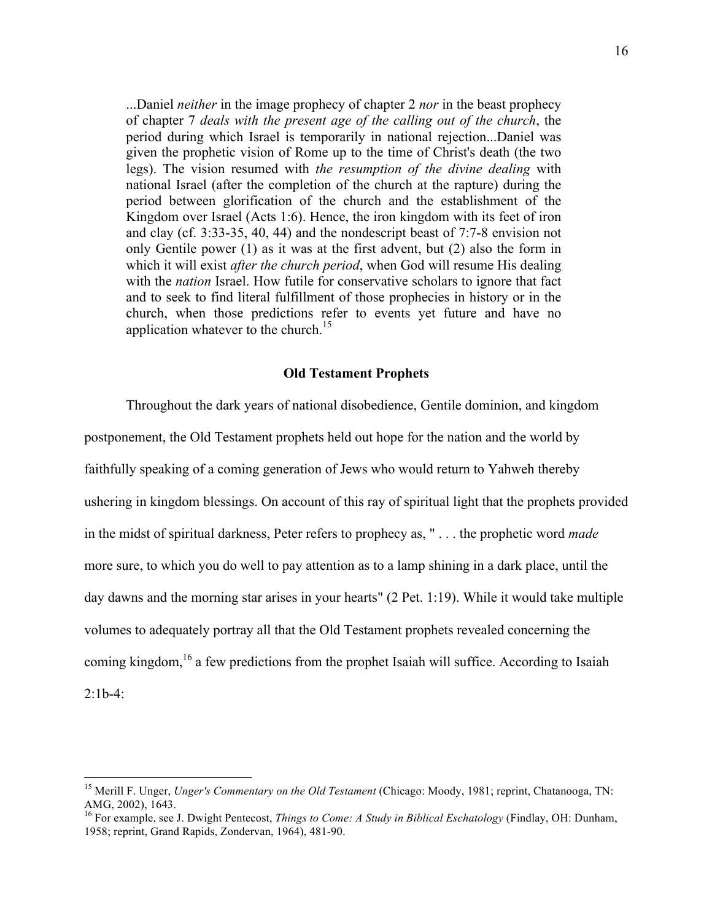> ...Daniel *neither* in the image prophecy of chapter 2 *nor* in the beast prophecy of chapter 7 *deals with the present age of the calling out of the church*, the period during which Israel is temporarily in national rejection...Daniel was given the prophetic vision of Rome up to the time of Christ's death (the two legs). The vision resumed with *the resumption of the divine dealing* with national Israel (after the completion of the church at the rapture) during the period between glorification of the church and the establishment of the Kingdom over Israel (Acts 1:6). Hence, the iron kingdom with its feet of iron and clay (cf. 3:33-35, 40, 44) and the nondescript beast of 7:7-8 envision not only Gentile power (1) as it was at the first advent, but (2) also the form in which it will exist *after the church period*, when God will resume His dealing with the *nation* Israel. How futile for conservative scholars to ignore that fact and to seek to find literal fulfillment of those prophecies in history or in the church, when those predictions refer to events yet future and have no application whatever to the church.[15]

## Old Testament Prophets

Throughout the dark years of national disobedience, Gentile dominion, and kingdom postponement, the Old Testament prophets held out hope for the nation and the world by faithfully speaking of a coming generation of Jews who would return to Yahweh thereby ushering in kingdom blessings. On account of this ray of spiritual light that the prophets provided in the midst of spiritual darkness, Peter refers to prophecy as, " . . . the prophetic word *made* more sure, to which you do well to pay attention as to a lamp shining in a dark place, until the day dawns and the morning star arises in your hearts" (2 Pet. 1:19). While it would take multiple volumes to adequately portray all that the Old Testament prophets revealed concerning the coming kingdom,[16] a few predictions from the prophet Isaiah will suffice. According to Isaiah 2:1b-4:

---

[15] Merill F. Unger, *Unger's Commentary on the Old Testament* (Chicago: Moody, 1981; reprint, Chatanooga, TN: AMG, 2002), 1643.

[16] For example, see J. Dwight Pentecost, *Things to Come: A Study in Biblical Eschatology* (Findlay, OH: Dunham, 1958; reprint, Grand Rapids, Zondervan, 1964), 481-90.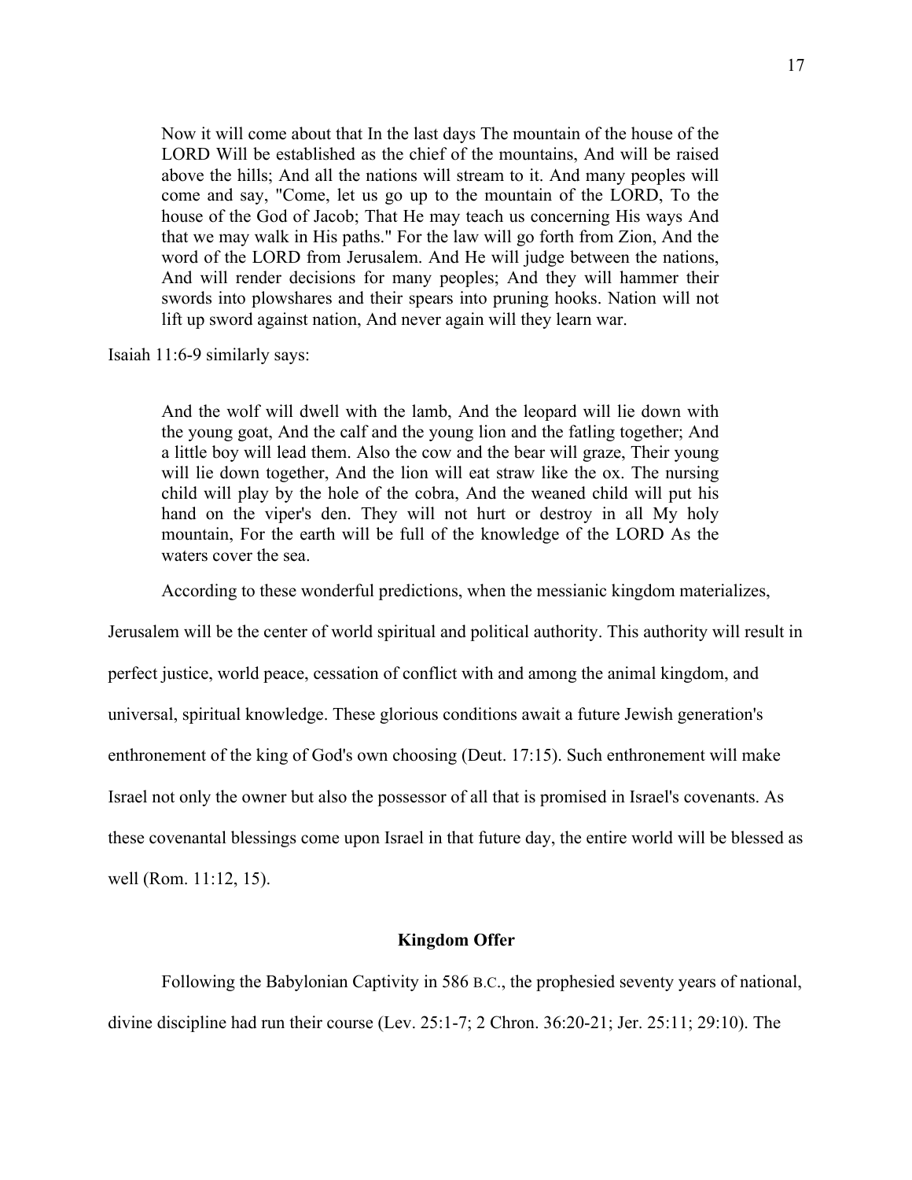> Now it will come about that In the last days The mountain of the house of the LORD Will be established as the chief of the mountains, And will be raised above the hills; And all the nations will stream to it. And many peoples will come and say, "Come, let us go up to the mountain of the LORD, To the house of the God of Jacob; That He may teach us concerning His ways And that we may walk in His paths." For the law will go forth from Zion, And the word of the LORD from Jerusalem. And He will judge between the nations, And will render decisions for many peoples; And they will hammer their swords into plowshares and their spears into pruning hooks. Nation will not lift up sword against nation, And never again will they learn war.

Isaiah 11:6-9 similarly says:

> And the wolf will dwell with the lamb, And the leopard will lie down with the young goat, And the calf and the young lion and the fatling together; And a little boy will lead them. Also the cow and the bear will graze, Their young will lie down together, And the lion will eat straw like the ox. The nursing child will play by the hole of the cobra, And the weaned child will put his hand on the viper's den. They will not hurt or destroy in all My holy mountain, For the earth will be full of the knowledge of the LORD As the waters cover the sea.

According to these wonderful predictions, when the messianic kingdom materializes, Jerusalem will be the center of world spiritual and political authority. This authority will result in perfect justice, world peace, cessation of conflict with and among the animal kingdom, and universal, spiritual knowledge. These glorious conditions await a future Jewish generation's enthronement of the king of God's own choosing (Deut. 17:15). Such enthronement will make Israel not only the owner but also the possessor of all that is promised in Israel's covenants. As these covenantal blessings come upon Israel in that future day, the entire world will be blessed as well (Rom. 11:12, 15).

## Kingdom Offer

Following the Babylonian Captivity in 586 B.C., the prophesied seventy years of national, divine discipline had run their course (Lev. 25:1-7; 2 Chron. 36:20-21; Jer. 25:11; 29:10). The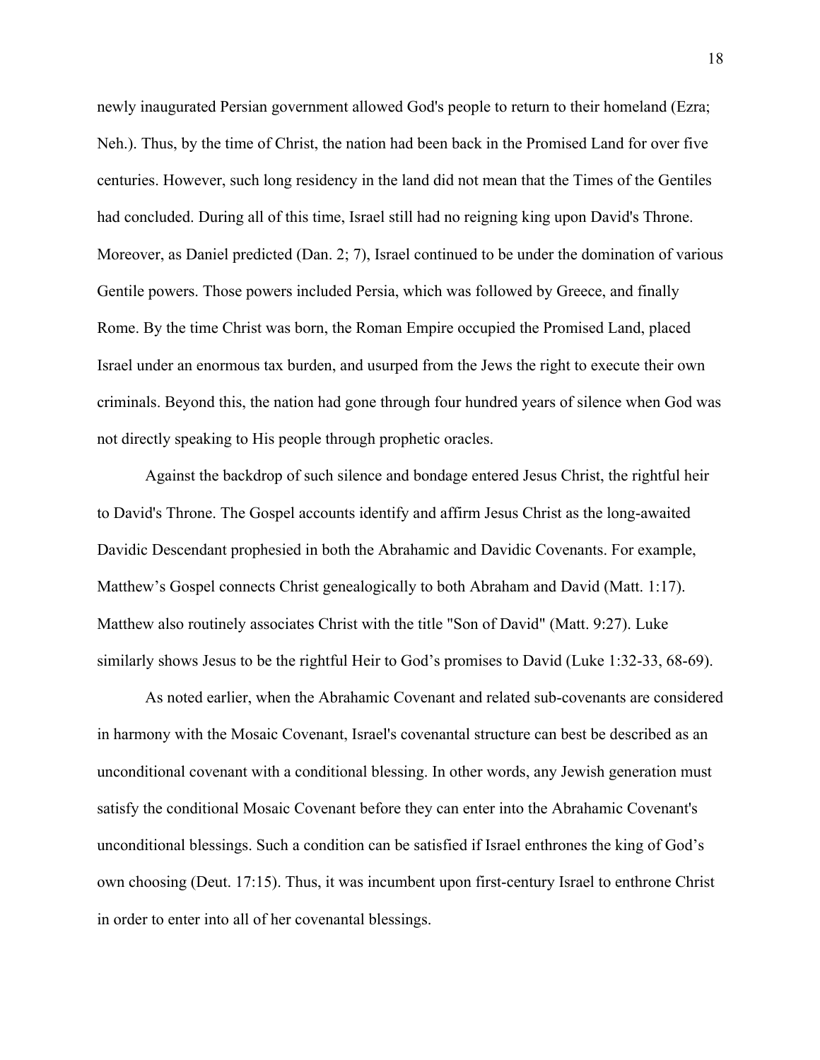newly inaugurated Persian government allowed God's people to return to their homeland (Ezra; Neh.). Thus, by the time of Christ, the nation had been back in the Promised Land for over five centuries. However, such long residency in the land did not mean that the Times of the Gentiles had concluded. During all of this time, Israel still had no reigning king upon David's Throne. Moreover, as Daniel predicted (Dan. 2; 7), Israel continued to be under the domination of various Gentile powers. Those powers included Persia, which was followed by Greece, and finally Rome. By the time Christ was born, the Roman Empire occupied the Promised Land, placed Israel under an enormous tax burden, and usurped from the Jews the right to execute their own criminals. Beyond this, the nation had gone through four hundred years of silence when God was not directly speaking to His people through prophetic oracles.

Against the backdrop of such silence and bondage entered Jesus Christ, the rightful heir to David's Throne. The Gospel accounts identify and affirm Jesus Christ as the long-awaited Davidic Descendant prophesied in both the Abrahamic and Davidic Covenants. For example, Matthew's Gospel connects Christ genealogically to both Abraham and David (Matt. 1:17). Matthew also routinely associates Christ with the title "Son of David" (Matt. 9:27). Luke similarly shows Jesus to be the rightful Heir to God's promises to David (Luke 1:32-33, 68-69).

As noted earlier, when the Abrahamic Covenant and related sub-covenants are considered in harmony with the Mosaic Covenant, Israel's covenantal structure can best be described as an unconditional covenant with a conditional blessing. In other words, any Jewish generation must satisfy the conditional Mosaic Covenant before they can enter into the Abrahamic Covenant's unconditional blessings. Such a condition can be satisfied if Israel enthrones the king of God's own choosing (Deut. 17:15). Thus, it was incumbent upon first-century Israel to enthrone Christ in order to enter into all of her covenantal blessings.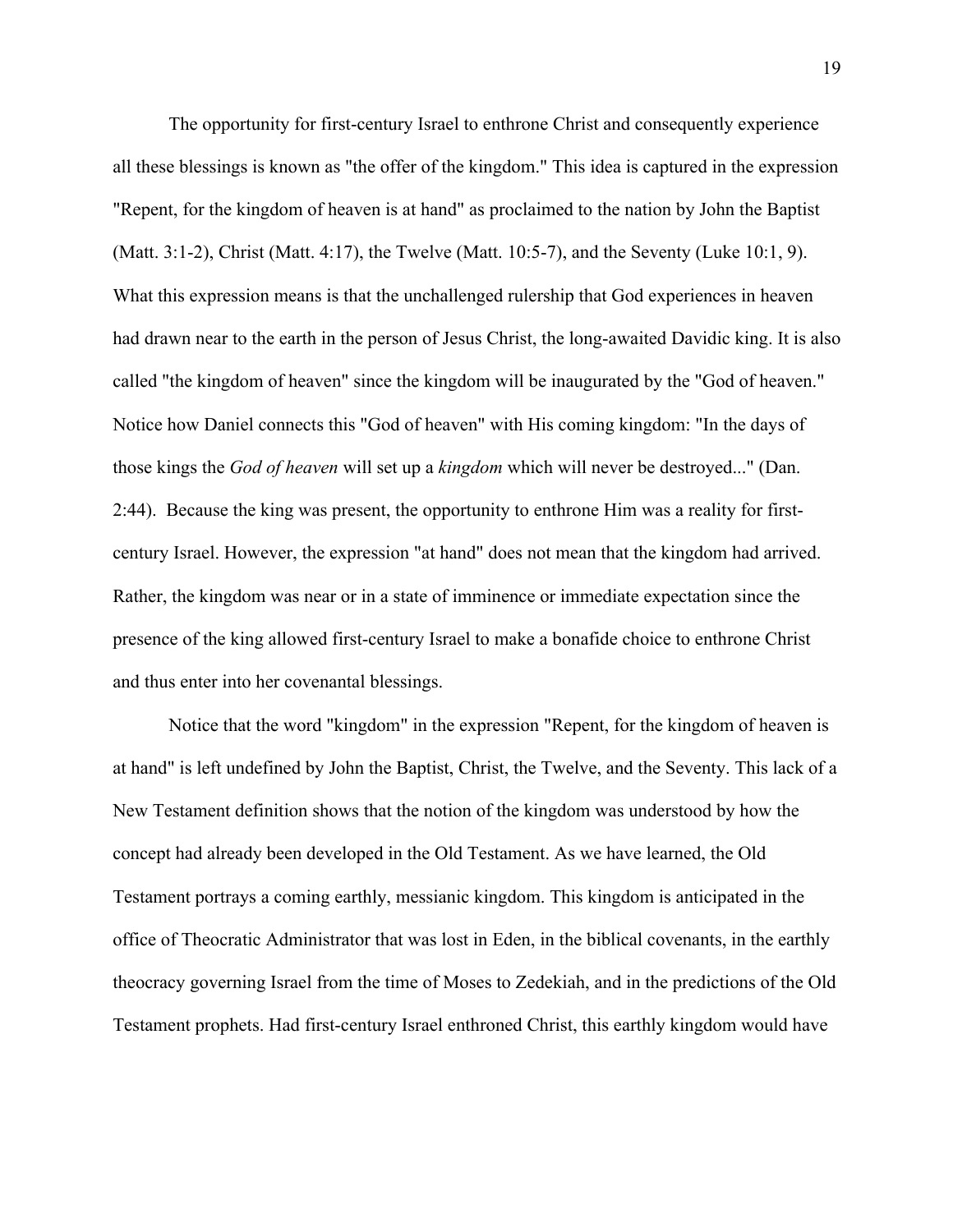The opportunity for first-century Israel to enthrone Christ and consequently experience all these blessings is known as "the offer of the kingdom." This idea is captured in the expression "Repent, for the kingdom of heaven is at hand" as proclaimed to the nation by John the Baptist (Matt. 3:1-2), Christ (Matt. 4:17), the Twelve (Matt. 10:5-7), and the Seventy (Luke 10:1, 9). What this expression means is that the unchallenged rulership that God experiences in heaven had drawn near to the earth in the person of Jesus Christ, the long-awaited Davidic king. It is also called "the kingdom of heaven" since the kingdom will be inaugurated by the "God of heaven." Notice how Daniel connects this "God of heaven" with His coming kingdom: "In the days of those kings the *God of heaven* will set up a *kingdom* which will never be destroyed..." (Dan. 2:44). Because the king was present, the opportunity to enthrone Him was a reality for first-century Israel. However, the expression "at hand" does not mean that the kingdom had arrived. Rather, the kingdom was near or in a state of imminence or immediate expectation since the presence of the king allowed first-century Israel to make a bonafide choice to enthrone Christ and thus enter into her covenantal blessings.

Notice that the word "kingdom" in the expression "Repent, for the kingdom of heaven is at hand" is left undefined by John the Baptist, Christ, the Twelve, and the Seventy. This lack of a New Testament definition shows that the notion of the kingdom was understood by how the concept had already been developed in the Old Testament. As we have learned, the Old Testament portrays a coming earthly, messianic kingdom. This kingdom is anticipated in the office of Theocratic Administrator that was lost in Eden, in the biblical covenants, in the earthly theocracy governing Israel from the time of Moses to Zedekiah, and in the predictions of the Old Testament prophets. Had first-century Israel enthroned Christ, this earthly kingdom would have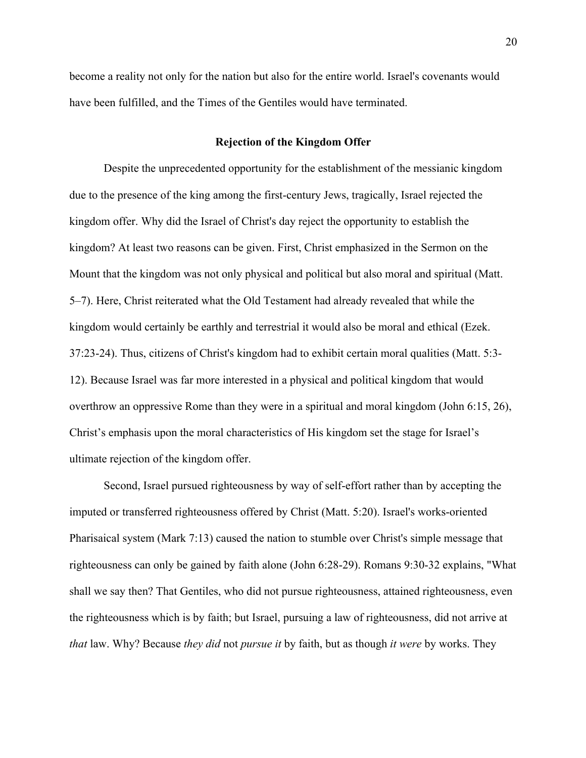become a reality not only for the nation but also for the entire world. Israel's covenants would have been fulfilled, and the Times of the Gentiles would have terminated.

## Rejection of the Kingdom Offer

Despite the unprecedented opportunity for the establishment of the messianic kingdom due to the presence of the king among the first-century Jews, tragically, Israel rejected the kingdom offer. Why did the Israel of Christ's day reject the opportunity to establish the kingdom? At least two reasons can be given. First, Christ emphasized in the Sermon on the Mount that the kingdom was not only physical and political but also moral and spiritual (Matt. 5–7). Here, Christ reiterated what the Old Testament had already revealed that while the kingdom would certainly be earthly and terrestrial it would also be moral and ethical (Ezek. 37:23-24). Thus, citizens of Christ's kingdom had to exhibit certain moral qualities (Matt. 5:3-12). Because Israel was far more interested in a physical and political kingdom that would overthrow an oppressive Rome than they were in a spiritual and moral kingdom (John 6:15, 26), Christ's emphasis upon the moral characteristics of His kingdom set the stage for Israel's ultimate rejection of the kingdom offer.

Second, Israel pursued righteousness by way of self-effort rather than by accepting the imputed or transferred righteousness offered by Christ (Matt. 5:20). Israel's works-oriented Pharisaical system (Mark 7:13) caused the nation to stumble over Christ's simple message that righteousness can only be gained by faith alone (John 6:28-29). Romans 9:30-32 explains, "What shall we say then? That Gentiles, who did not pursue righteousness, attained righteousness, even the righteousness which is by faith; but Israel, pursuing a law of righteousness, did not arrive at *that* law. Why? Because *they did* not *pursue it* by faith, but as though *it were* by works. They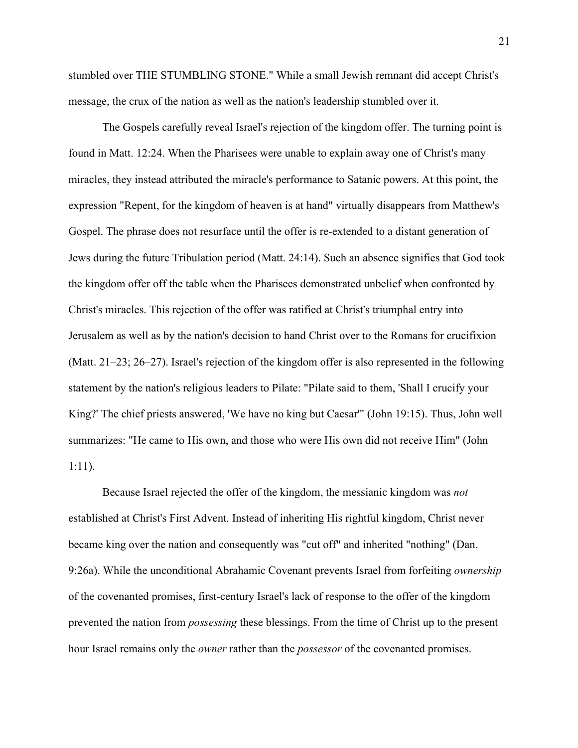stumbled over THE STUMBLING STONE." While a small Jewish remnant did accept Christ's message, the crux of the nation as well as the nation's leadership stumbled over it.

The Gospels carefully reveal Israel's rejection of the kingdom offer. The turning point is found in Matt. 12:24. When the Pharisees were unable to explain away one of Christ's many miracles, they instead attributed the miracle's performance to Satanic powers. At this point, the expression "Repent, for the kingdom of heaven is at hand" virtually disappears from Matthew's Gospel. The phrase does not resurface until the offer is re-extended to a distant generation of Jews during the future Tribulation period (Matt. 24:14). Such an absence signifies that God took the kingdom offer off the table when the Pharisees demonstrated unbelief when confronted by Christ's miracles. This rejection of the offer was ratified at Christ's triumphal entry into Jerusalem as well as by the nation's decision to hand Christ over to the Romans for crucifixion (Matt. 21–23; 26–27). Israel's rejection of the kingdom offer is also represented in the following statement by the nation's religious leaders to Pilate: "Pilate said to them, 'Shall I crucify your King?' The chief priests answered, 'We have no king but Caesar'" (John 19:15). Thus, John well summarizes: "He came to His own, and those who were His own did not receive Him" (John 1:11).

Because Israel rejected the offer of the kingdom, the messianic kingdom was *not* established at Christ's First Advent. Instead of inheriting His rightful kingdom, Christ never became king over the nation and consequently was "cut off" and inherited "nothing" (Dan. 9:26a). While the unconditional Abrahamic Covenant prevents Israel from forfeiting *ownership* of the covenanted promises, first-century Israel's lack of response to the offer of the kingdom prevented the nation from *possessing* these blessings. From the time of Christ up to the present hour Israel remains only the *owner* rather than the *possessor* of the covenanted promises.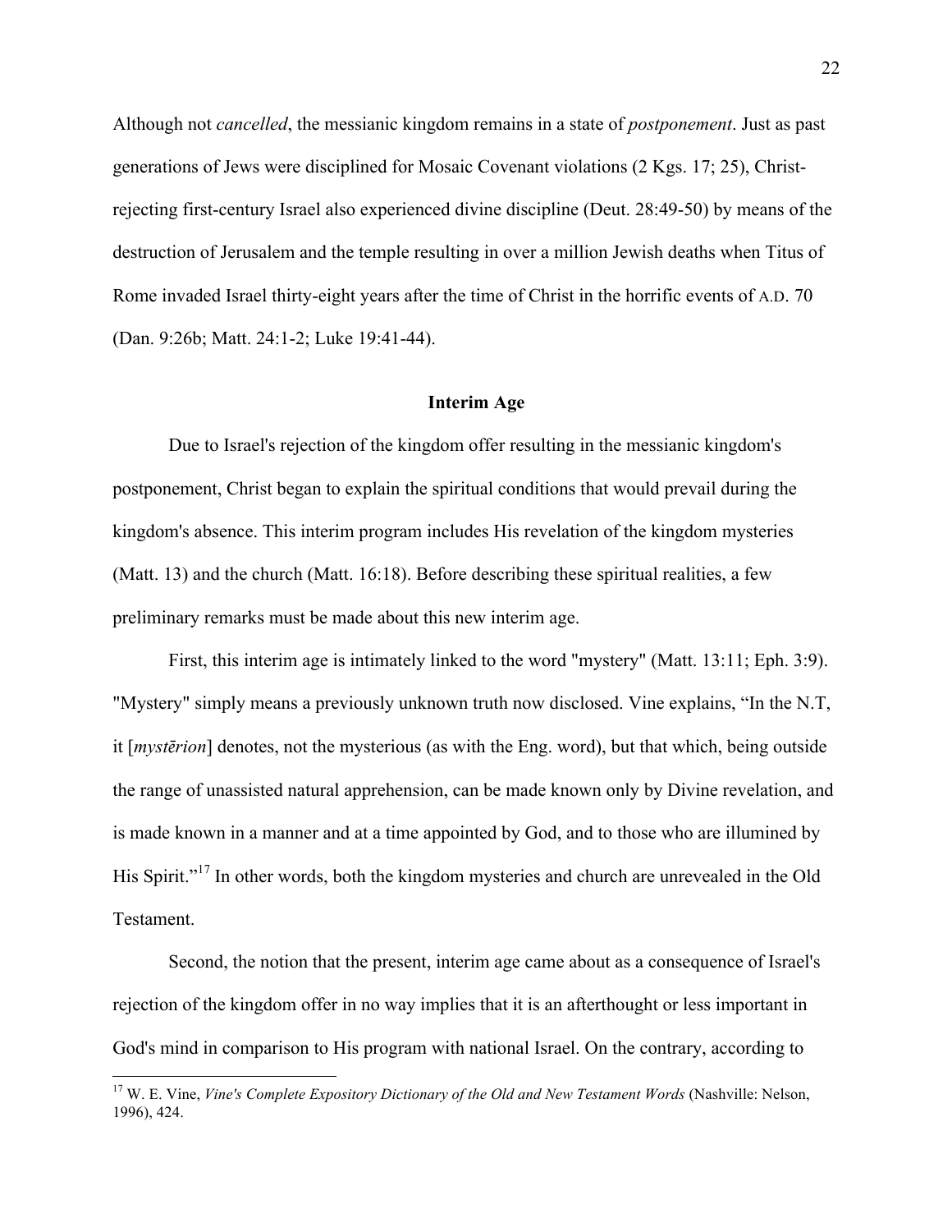Although not *cancelled*, the messianic kingdom remains in a state of *postponement*. Just as past generations of Jews were disciplined for Mosaic Covenant violations (2 Kgs. 17; 25), Christ-rejecting first-century Israel also experienced divine discipline (Deut. 28:49-50) by means of the destruction of Jerusalem and the temple resulting in over a million Jewish deaths when Titus of Rome invaded Israel thirty-eight years after the time of Christ in the horrific events of A.D. 70 (Dan. 9:26b; Matt. 24:1-2; Luke 19:41-44).

## Interim Age

Due to Israel's rejection of the kingdom offer resulting in the messianic kingdom's postponement, Christ began to explain the spiritual conditions that would prevail during the kingdom's absence. This interim program includes His revelation of the kingdom mysteries (Matt. 13) and the church (Matt. 16:18). Before describing these spiritual realities, a few preliminary remarks must be made about this new interim age.

First, this interim age is intimately linked to the word "mystery" (Matt. 13:11; Eph. 3:9). "Mystery" simply means a previously unknown truth now disclosed. Vine explains, "In the N.T, it [*mystērion*] denotes, not the mysterious (as with the Eng. word), but that which, being outside the range of unassisted natural apprehension, can be made known only by Divine revelation, and is made known in a manner and at a time appointed by God, and to those who are illumined by His Spirit."[17] In other words, both the kingdom mysteries and church are unrevealed in the Old Testament.

Second, the notion that the present, interim age came about as a consequence of Israel's rejection of the kingdom offer in no way implies that it is an afterthought or less important in God's mind in comparison to His program with national Israel. On the contrary, according to

---

[17] W. E. Vine, *Vine's Complete Expository Dictionary of the Old and New Testament Words* (Nashville: Nelson, 1996), 424.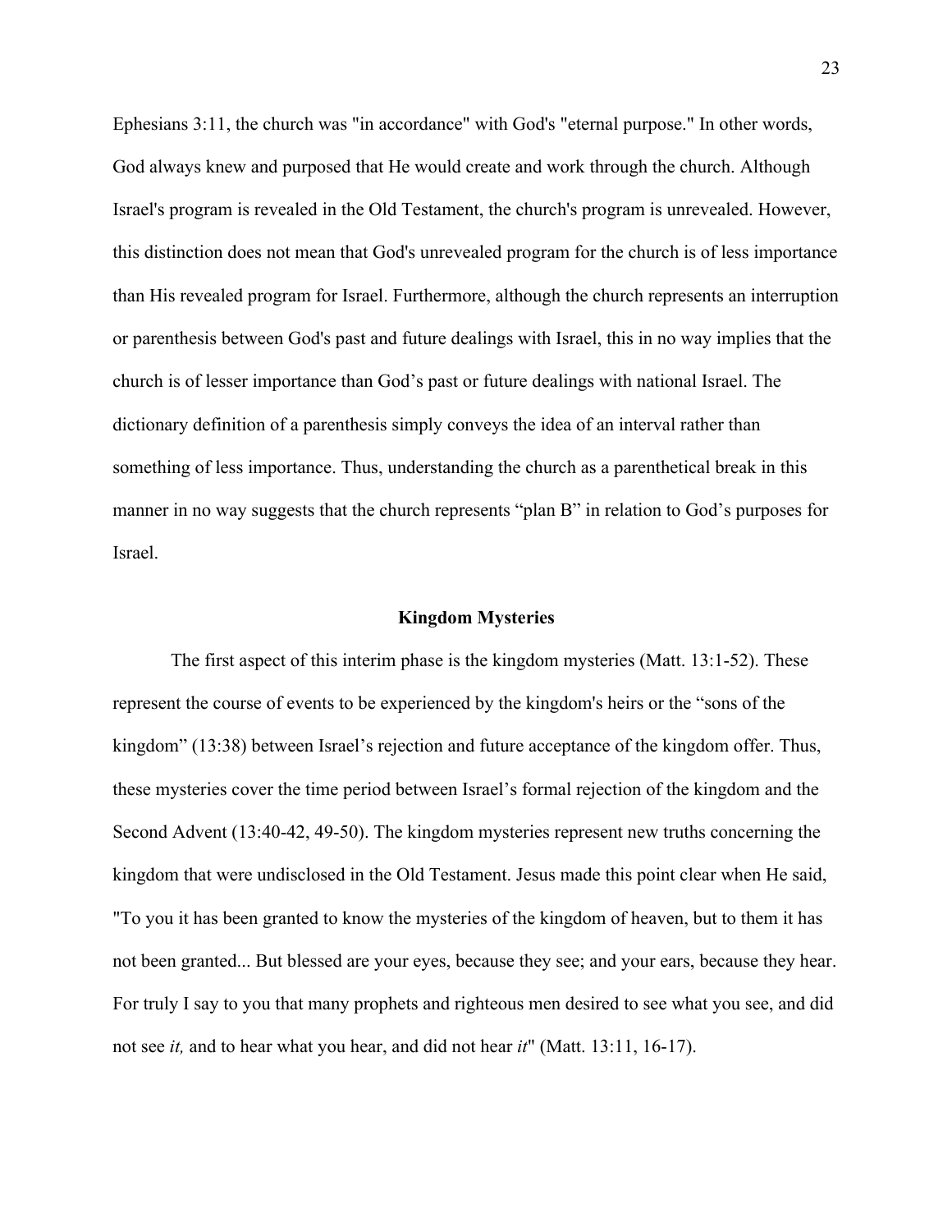Ephesians 3:11, the church was "in accordance" with God's "eternal purpose." In other words, God always knew and purposed that He would create and work through the church. Although Israel's program is revealed in the Old Testament, the church's program is unrevealed. However, this distinction does not mean that God's unrevealed program for the church is of less importance than His revealed program for Israel. Furthermore, although the church represents an interruption or parenthesis between God's past and future dealings with Israel, this in no way implies that the church is of lesser importance than God's past or future dealings with national Israel. The dictionary definition of a parenthesis simply conveys the idea of an interval rather than something of less importance. Thus, understanding the church as a parenthetical break in this manner in no way suggests that the church represents "plan B" in relation to God's purposes for Israel.

## Kingdom Mysteries

The first aspect of this interim phase is the kingdom mysteries (Matt. 13:1-52). These represent the course of events to be experienced by the kingdom's heirs or the "sons of the kingdom" (13:38) between Israel's rejection and future acceptance of the kingdom offer. Thus, these mysteries cover the time period between Israel's formal rejection of the kingdom and the Second Advent (13:40-42, 49-50). The kingdom mysteries represent new truths concerning the kingdom that were undisclosed in the Old Testament. Jesus made this point clear when He said, "To you it has been granted to know the mysteries of the kingdom of heaven, but to them it has not been granted... But blessed are your eyes, because they see; and your ears, because they hear. For truly I say to you that many prophets and righteous men desired to see what you see, and did not see *it,* and to hear what you hear, and did not hear *it*" (Matt. 13:11, 16-17).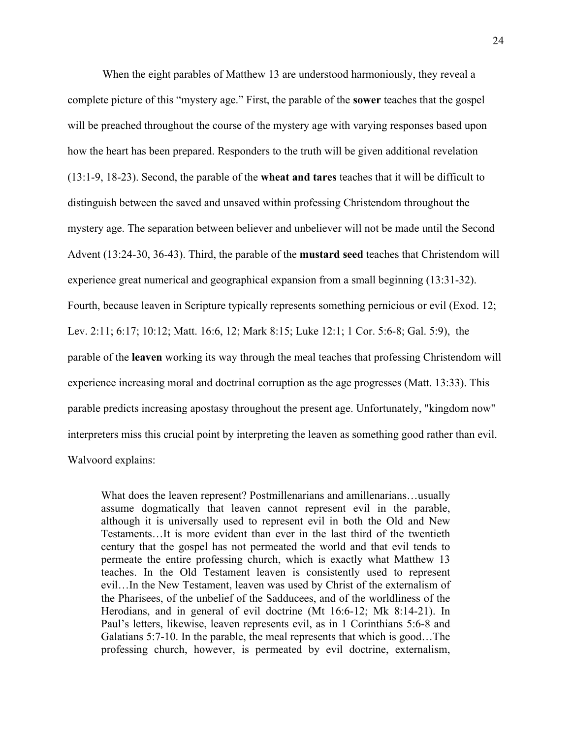When the eight parables of Matthew 13 are understood harmoniously, they reveal a complete picture of this "mystery age." First, the parable of the **sower** teaches that the gospel will be preached throughout the course of the mystery age with varying responses based upon how the heart has been prepared. Responders to the truth will be given additional revelation (13:1-9, 18-23). Second, the parable of the **wheat and tares** teaches that it will be difficult to distinguish between the saved and unsaved within professing Christendom throughout the mystery age. The separation between believer and unbeliever will not be made until the Second Advent (13:24-30, 36-43). Third, the parable of the **mustard seed** teaches that Christendom will experience great numerical and geographical expansion from a small beginning (13:31-32). Fourth, because leaven in Scripture typically represents something pernicious or evil (Exod. 12; Lev. 2:11; 6:17; 10:12; Matt. 16:6, 12; Mark 8:15; Luke 12:1; 1 Cor. 5:6-8; Gal. 5:9), the parable of the **leaven** working its way through the meal teaches that professing Christendom will experience increasing moral and doctrinal corruption as the age progresses (Matt. 13:33). This parable predicts increasing apostasy throughout the present age. Unfortunately, "kingdom now" interpreters miss this crucial point by interpreting the leaven as something good rather than evil. Walvoord explains:

> What does the leaven represent? Postmillenarians and amillenarians…usually assume dogmatically that leaven cannot represent evil in the parable, although it is universally used to represent evil in both the Old and New Testaments…It is more evident than ever in the last third of the twentieth century that the gospel has not permeated the world and that evil tends to permeate the entire professing church, which is exactly what Matthew 13 teaches. In the Old Testament leaven is consistently used to represent evil…In the New Testament, leaven was used by Christ of the externalism of the Pharisees, of the unbelief of the Sadducees, and of the worldliness of the Herodians, and in general of evil doctrine (Mt 16:6-12; Mk 8:14-21). In Paul's letters, likewise, leaven represents evil, as in 1 Corinthians 5:6-8 and Galatians 5:7-10. In the parable, the meal represents that which is good…The professing church, however, is permeated by evil doctrine, externalism,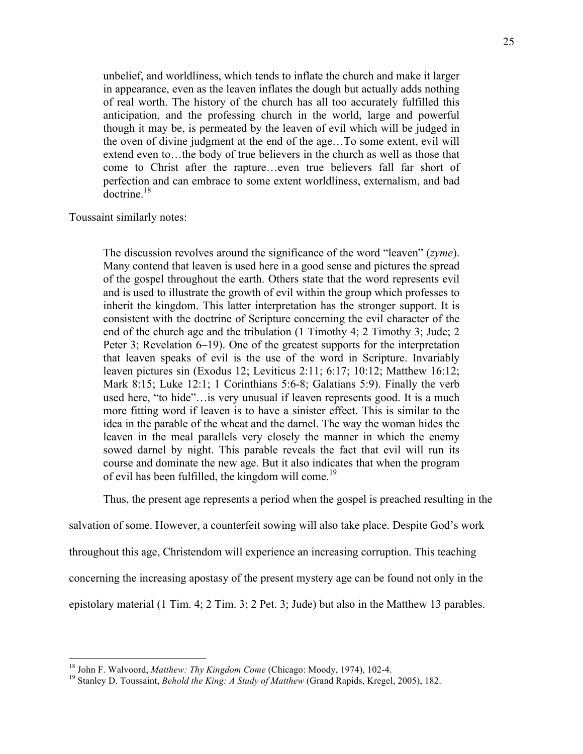> unbelief, and worldliness, which tends to inflate the church and make it larger in appearance, even as the leaven inflates the dough but actually adds nothing of real worth. The history of the church has all too accurately fulfilled this anticipation, and the professing church in the world, large and powerful though it may be, is permeated by the leaven of evil which will be judged in the oven of divine judgment at the end of the age…To some extent, evil will extend even to…the body of true believers in the church as well as those that come to Christ after the rapture…even true believers fall far short of perfection and can embrace to some extent worldliness, externalism, and bad doctrine.[18]

Toussaint similarly notes:

> The discussion revolves around the significance of the word "leaven" (*zyme*). Many contend that leaven is used here in a good sense and pictures the spread of the gospel throughout the earth. Others state that the word represents evil and is used to illustrate the growth of evil within the group which professes to inherit the kingdom. This latter interpretation has the stronger support. It is consistent with the doctrine of Scripture concerning the evil character of the end of the church age and the tribulation (1 Timothy 4; 2 Timothy 3; Jude; 2 Peter 3; Revelation 6–19). One of the greatest supports for the interpretation that leaven speaks of evil is the use of the word in Scripture. Invariably leaven pictures sin (Exodus 12; Leviticus 2:11; 6:17; 10:12; Matthew 16:12; Mark 8:15; Luke 12:1; 1 Corinthians 5:6-8; Galatians 5:9). Finally the verb used here, "to hide"…is very unusual if leaven represents good. It is a much more fitting word if leaven is to have a sinister effect. This is similar to the idea in the parable of the wheat and the darnel. The way the woman hides the leaven in the meal parallels very closely the manner in which the enemy sowed darnel by night. This parable reveals the fact that evil will run its course and dominate the new age. But it also indicates that when the program of evil has been fulfilled, the kingdom will come.[19]

Thus, the present age represents a period when the gospel is preached resulting in the salvation of some. However, a counterfeit sowing will also take place. Despite God's work throughout this age, Christendom will experience an increasing corruption. This teaching concerning the increasing apostasy of the present mystery age can be found not only in the epistolary material (1 Tim. 4; 2 Tim. 3; 2 Pet. 3; Jude) but also in the Matthew 13 parables.

---

[18] John F. Walvoord, *Matthew: Thy Kingdom Come* (Chicago: Moody, 1974), 102-4.

[19] Stanley D. Toussaint, *Behold the King: A Study of Matthew* (Grand Rapids, Kregel, 2005), 182.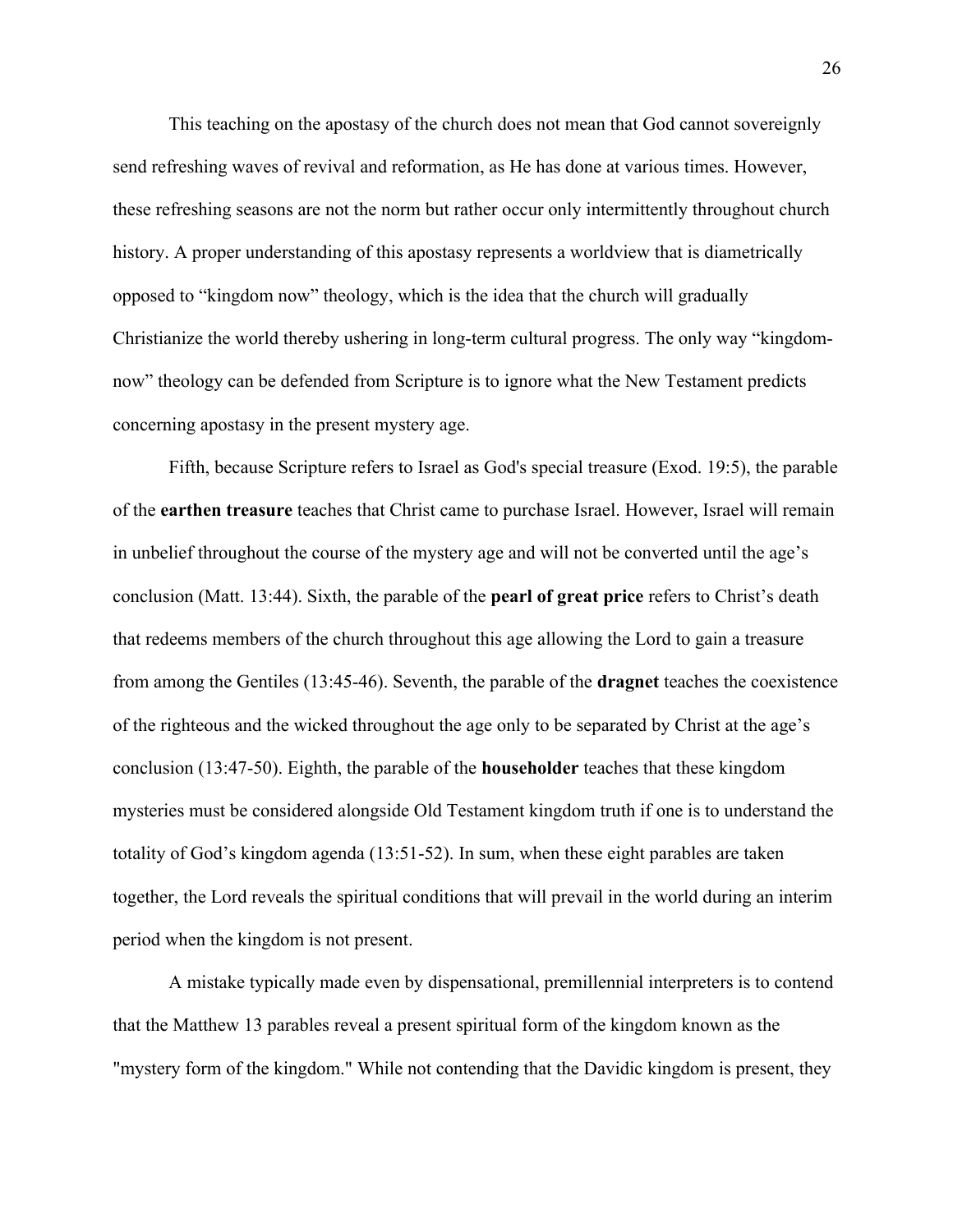This teaching on the apostasy of the church does not mean that God cannot sovereignly send refreshing waves of revival and reformation, as He has done at various times. However, these refreshing seasons are not the norm but rather occur only intermittently throughout church history. A proper understanding of this apostasy represents a worldview that is diametrically opposed to "kingdom now" theology, which is the idea that the church will gradually Christianize the world thereby ushering in long-term cultural progress. The only way "kingdom-now" theology can be defended from Scripture is to ignore what the New Testament predicts concerning apostasy in the present mystery age.

Fifth, because Scripture refers to Israel as God's special treasure (Exod. 19:5), the parable of the **earthen treasure** teaches that Christ came to purchase Israel. However, Israel will remain in unbelief throughout the course of the mystery age and will not be converted until the age's conclusion (Matt. 13:44). Sixth, the parable of the **pearl of great price** refers to Christ's death that redeems members of the church throughout this age allowing the Lord to gain a treasure from among the Gentiles (13:45-46). Seventh, the parable of the **dragnet** teaches the coexistence of the righteous and the wicked throughout the age only to be separated by Christ at the age's conclusion (13:47-50). Eighth, the parable of the **householder** teaches that these kingdom mysteries must be considered alongside Old Testament kingdom truth if one is to understand the totality of God's kingdom agenda (13:51-52). In sum, when these eight parables are taken together, the Lord reveals the spiritual conditions that will prevail in the world during an interim period when the kingdom is not present.

A mistake typically made even by dispensational, premillennial interpreters is to contend that the Matthew 13 parables reveal a present spiritual form of the kingdom known as the "mystery form of the kingdom." While not contending that the Davidic kingdom is present, they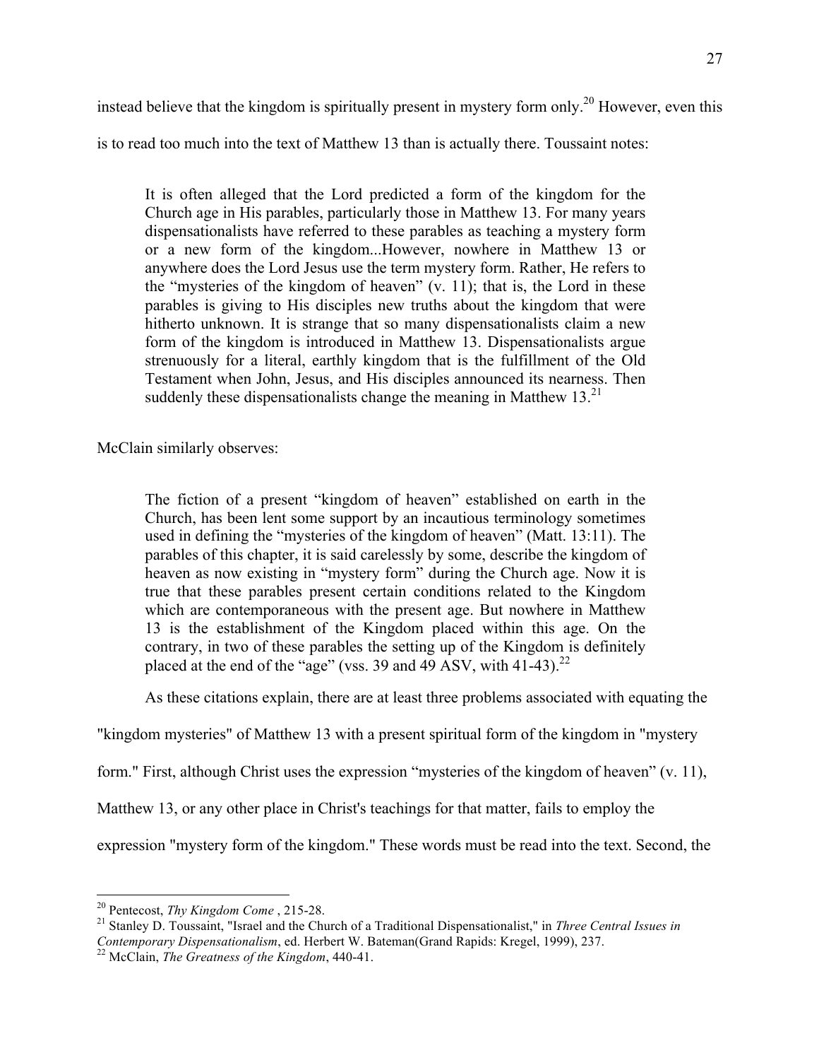instead believe that the kingdom is spiritually present in mystery form only.[20] However, even this is to read too much into the text of Matthew 13 than is actually there. Toussaint notes:

> It is often alleged that the Lord predicted a form of the kingdom for the Church age in His parables, particularly those in Matthew 13. For many years dispensationalists have referred to these parables as teaching a mystery form or a new form of the kingdom...However, nowhere in Matthew 13 or anywhere does the Lord Jesus use the term mystery form. Rather, He refers to the "mysteries of the kingdom of heaven" (v. 11); that is, the Lord in these parables is giving to His disciples new truths about the kingdom that were hitherto unknown. It is strange that so many dispensationalists claim a new form of the kingdom is introduced in Matthew 13. Dispensationalists argue strenuously for a literal, earthly kingdom that is the fulfillment of the Old Testament when John, Jesus, and His disciples announced its nearness. Then suddenly these dispensationalists change the meaning in Matthew 13.[21]

McClain similarly observes:

> The fiction of a present "kingdom of heaven" established on earth in the Church, has been lent some support by an incautious terminology sometimes used in defining the "mysteries of the kingdom of heaven" (Matt. 13:11). The parables of this chapter, it is said carelessly by some, describe the kingdom of heaven as now existing in "mystery form" during the Church age. Now it is true that these parables present certain conditions related to the Kingdom which are contemporaneous with the present age. But nowhere in Matthew 13 is the establishment of the Kingdom placed within this age. On the contrary, in two of these parables the setting up of the Kingdom is definitely placed at the end of the "age" (vss. 39 and 49 ASV, with 41-43).[22]

As these citations explain, there are at least three problems associated with equating the "kingdom mysteries" of Matthew 13 with a present spiritual form of the kingdom in "mystery form." First, although Christ uses the expression "mysteries of the kingdom of heaven" (v. 11), Matthew 13, or any other place in Christ's teachings for that matter, fails to employ the expression "mystery form of the kingdom." These words must be read into the text. Second, the

---

[20] Pentecost, *Thy Kingdom Come* , 215-28.

[21] Stanley D. Toussaint, "Israel and the Church of a Traditional Dispensationalist," in *Three Central Issues in Contemporary Dispensationalism*, ed. Herbert W. Bateman(Grand Rapids: Kregel, 1999), 237.

[22] McClain, *The Greatness of the Kingdom*, 440-41.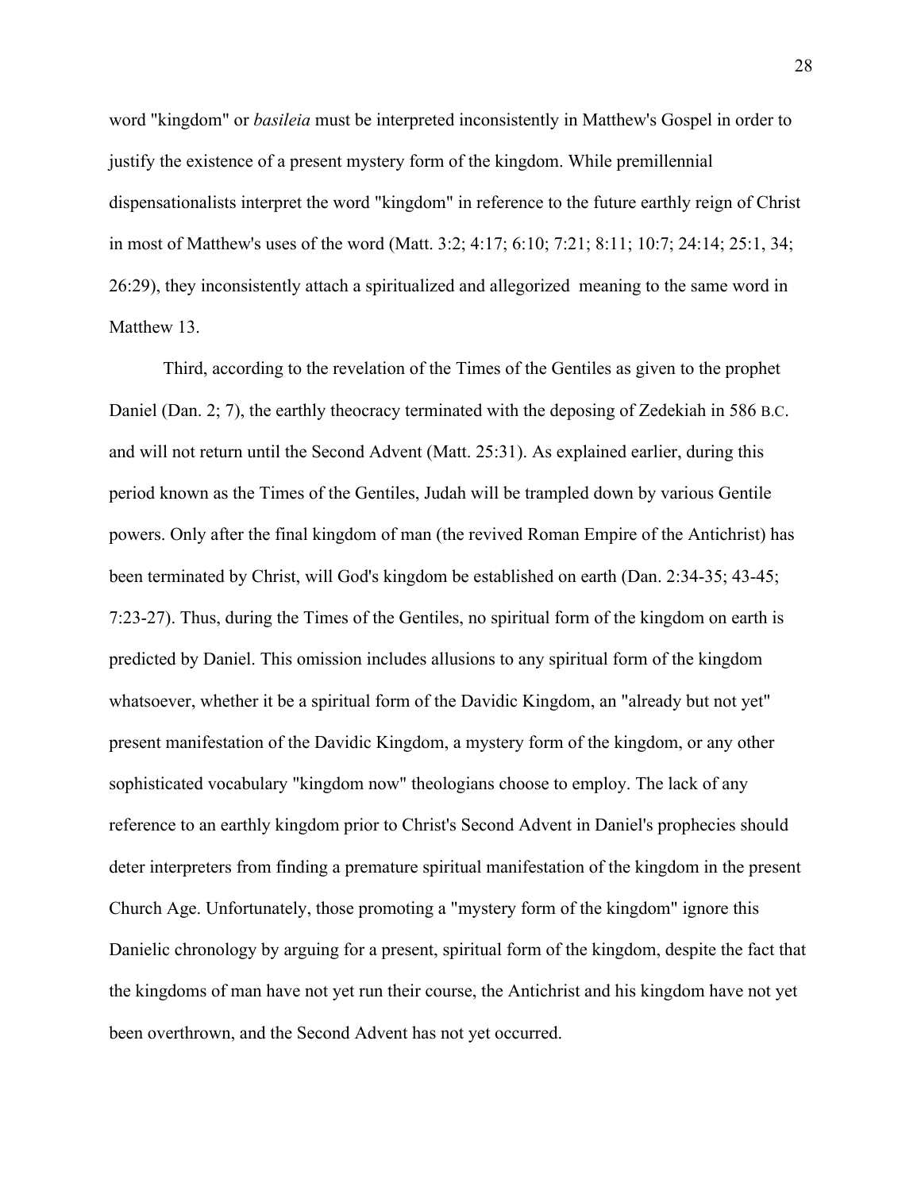word "kingdom" or *basileia* must be interpreted inconsistently in Matthew's Gospel in order to justify the existence of a present mystery form of the kingdom. While premillennial dispensationalists interpret the word "kingdom" in reference to the future earthly reign of Christ in most of Matthew's uses of the word (Matt. 3:2; 4:17; 6:10; 7:21; 8:11; 10:7; 24:14; 25:1, 34; 26:29), they inconsistently attach a spiritualized and allegorized meaning to the same word in Matthew 13.

Third, according to the revelation of the Times of the Gentiles as given to the prophet Daniel (Dan. 2; 7), the earthly theocracy terminated with the deposing of Zedekiah in 586 B.C. and will not return until the Second Advent (Matt. 25:31). As explained earlier, during this period known as the Times of the Gentiles, Judah will be trampled down by various Gentile powers. Only after the final kingdom of man (the revived Roman Empire of the Antichrist) has been terminated by Christ, will God's kingdom be established on earth (Dan. 2:34-35; 43-45; 7:23-27). Thus, during the Times of the Gentiles, no spiritual form of the kingdom on earth is predicted by Daniel. This omission includes allusions to any spiritual form of the kingdom whatsoever, whether it be a spiritual form of the Davidic Kingdom, an "already but not yet" present manifestation of the Davidic Kingdom, a mystery form of the kingdom, or any other sophisticated vocabulary "kingdom now" theologians choose to employ. The lack of any reference to an earthly kingdom prior to Christ's Second Advent in Daniel's prophecies should deter interpreters from finding a premature spiritual manifestation of the kingdom in the present Church Age. Unfortunately, those promoting a "mystery form of the kingdom" ignore this Danielic chronology by arguing for a present, spiritual form of the kingdom, despite the fact that the kingdoms of man have not yet run their course, the Antichrist and his kingdom have not yet been overthrown, and the Second Advent has not yet occurred.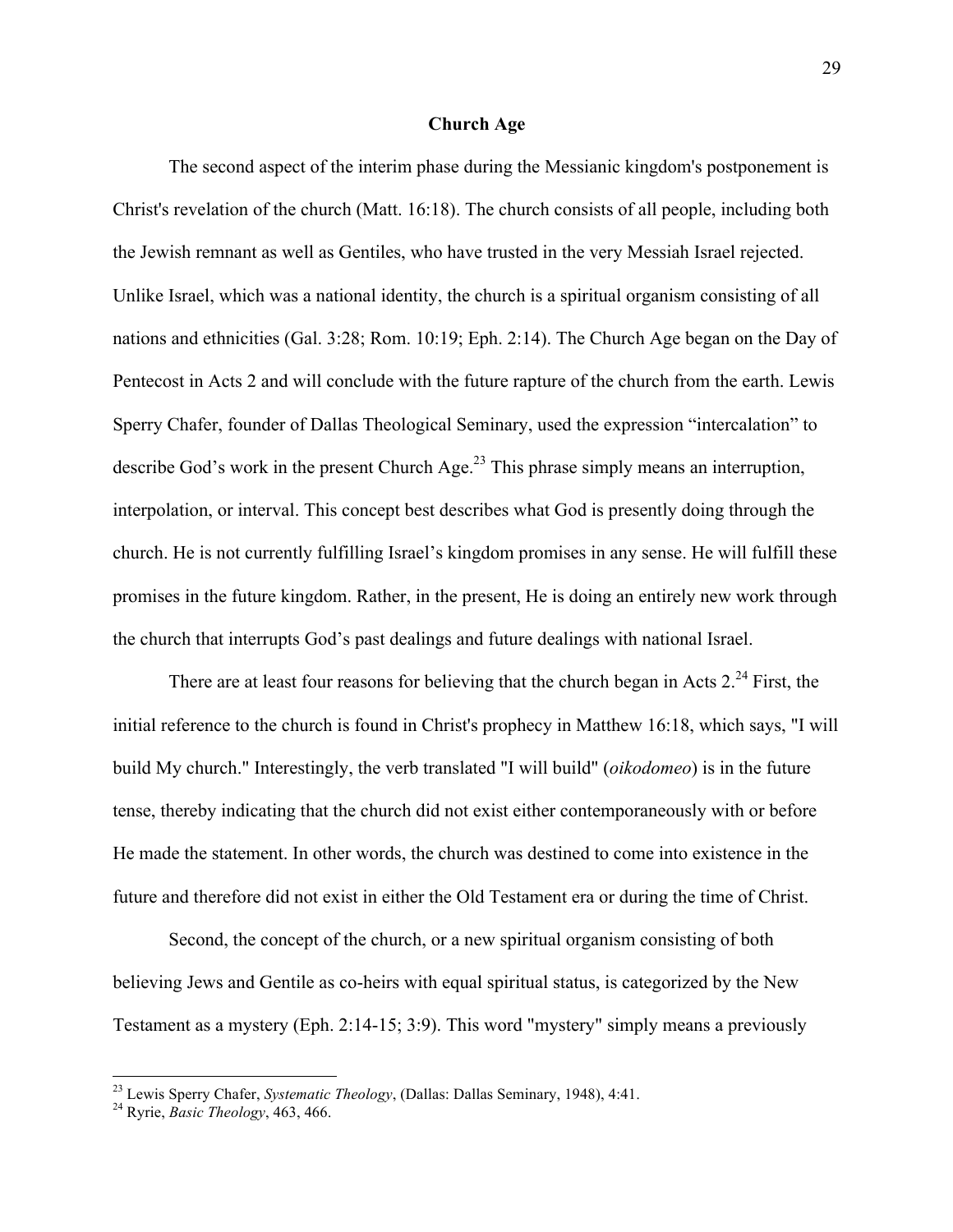## Church Age

The second aspect of the interim phase during the Messianic kingdom's postponement is Christ's revelation of the church (Matt. 16:18). The church consists of all people, including both the Jewish remnant as well as Gentiles, who have trusted in the very Messiah Israel rejected. Unlike Israel, which was a national identity, the church is a spiritual organism consisting of all nations and ethnicities (Gal. 3:28; Rom. 10:19; Eph. 2:14). The Church Age began on the Day of Pentecost in Acts 2 and will conclude with the future rapture of the church from the earth. Lewis Sperry Chafer, founder of Dallas Theological Seminary, used the expression "intercalation" to describe God's work in the present Church Age.[23] This phrase simply means an interruption, interpolation, or interval. This concept best describes what God is presently doing through the church. He is not currently fulfilling Israel's kingdom promises in any sense. He will fulfill these promises in the future kingdom. Rather, in the present, He is doing an entirely new work through the church that interrupts God's past dealings and future dealings with national Israel.

There are at least four reasons for believing that the church began in Acts 2.[24] First, the initial reference to the church is found in Christ's prophecy in Matthew 16:18, which says, "I will build My church." Interestingly, the verb translated "I will build" (*oikodomeo*) is in the future tense, thereby indicating that the church did not exist either contemporaneously with or before He made the statement. In other words, the church was destined to come into existence in the future and therefore did not exist in either the Old Testament era or during the time of Christ.

Second, the concept of the church, or a new spiritual organism consisting of both believing Jews and Gentile as co-heirs with equal spiritual status, is categorized by the New Testament as a mystery (Eph. 2:14-15; 3:9). This word "mystery" simply means a previously

---

[23] Lewis Sperry Chafer, *Systematic Theology*, (Dallas: Dallas Seminary, 1948), 4:41.

[24] Ryrie, *Basic Theology*, 463, 466.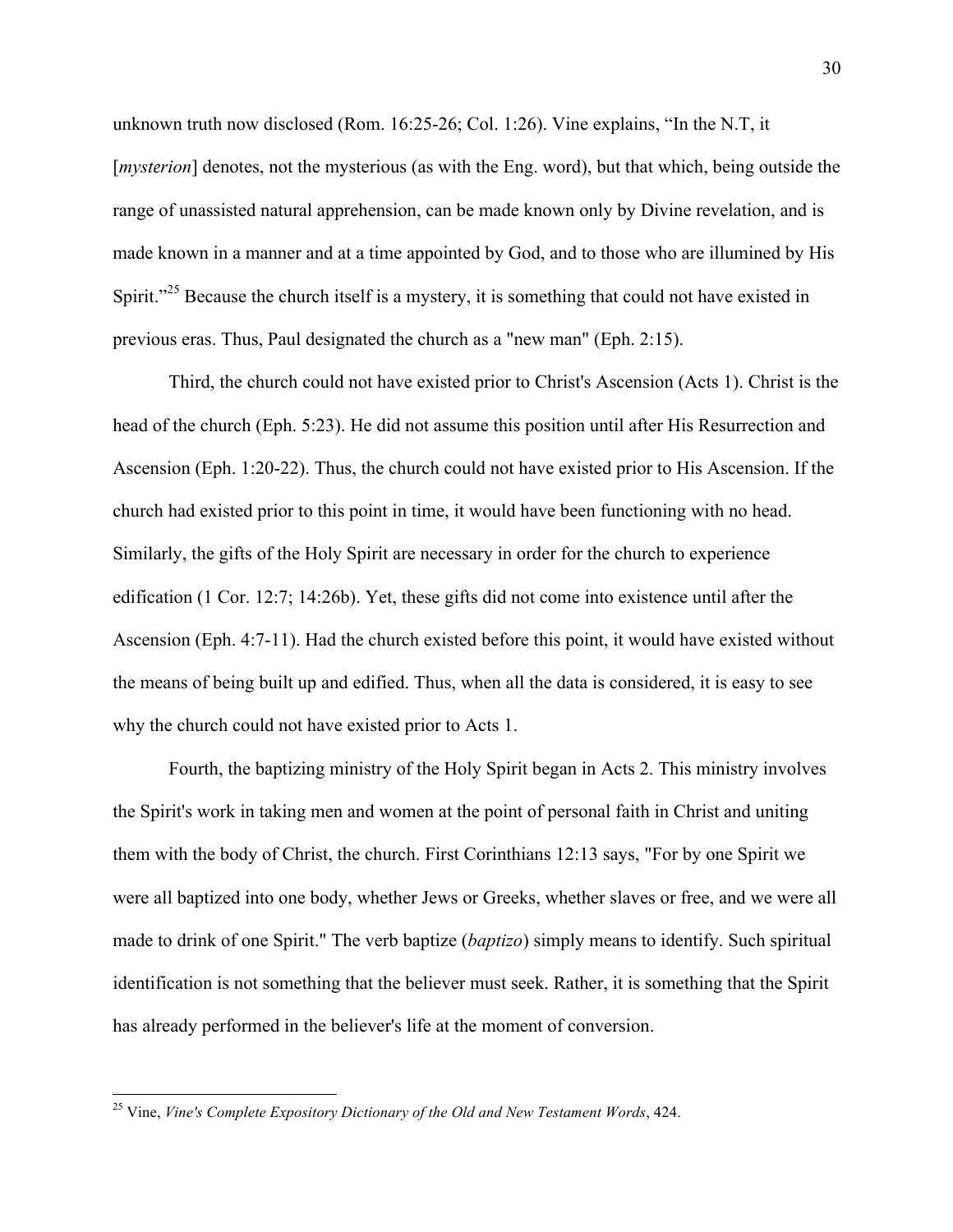unknown truth now disclosed (Rom. 16:25-26; Col. 1:26). Vine explains, "In the N.T, it [*mysterion*] denotes, not the mysterious (as with the Eng. word), but that which, being outside the range of unassisted natural apprehension, can be made known only by Divine revelation, and is made known in a manner and at a time appointed by God, and to those who are illumined by His Spirit."[25] Because the church itself is a mystery, it is something that could not have existed in previous eras. Thus, Paul designated the church as a "new man" (Eph. 2:15).

Third, the church could not have existed prior to Christ's Ascension (Acts 1). Christ is the head of the church (Eph. 5:23). He did not assume this position until after His Resurrection and Ascension (Eph. 1:20-22). Thus, the church could not have existed prior to His Ascension. If the church had existed prior to this point in time, it would have been functioning with no head. Similarly, the gifts of the Holy Spirit are necessary in order for the church to experience edification (1 Cor. 12:7; 14:26b). Yet, these gifts did not come into existence until after the Ascension (Eph. 4:7-11). Had the church existed before this point, it would have existed without the means of being built up and edified. Thus, when all the data is considered, it is easy to see why the church could not have existed prior to Acts 1.

Fourth, the baptizing ministry of the Holy Spirit began in Acts 2. This ministry involves the Spirit's work in taking men and women at the point of personal faith in Christ and uniting them with the body of Christ, the church. First Corinthians 12:13 says, "For by one Spirit we were all baptized into one body, whether Jews or Greeks, whether slaves or free, and we were all made to drink of one Spirit." The verb baptize (*baptizo*) simply means to identify. Such spiritual identification is not something that the believer must seek. Rather, it is something that the Spirit has already performed in the believer's life at the moment of conversion.

---

[25] Vine, *Vine's Complete Expository Dictionary of the Old and New Testament Words*, 424.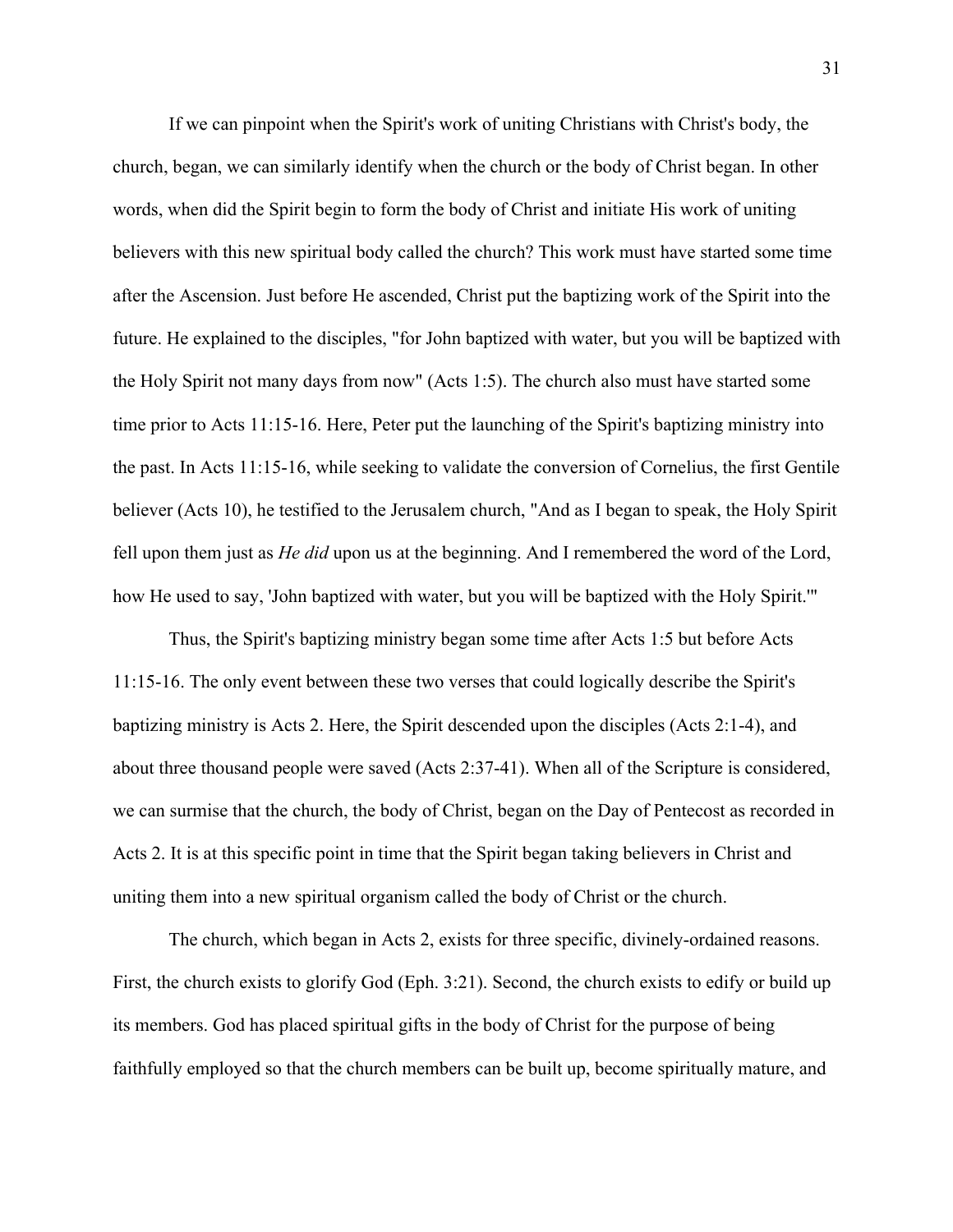If we can pinpoint when the Spirit's work of uniting Christians with Christ's body, the church, began, we can similarly identify when the church or the body of Christ began. In other words, when did the Spirit begin to form the body of Christ and initiate His work of uniting believers with this new spiritual body called the church? This work must have started some time after the Ascension. Just before He ascended, Christ put the baptizing work of the Spirit into the future. He explained to the disciples, "for John baptized with water, but you will be baptized with the Holy Spirit not many days from now" (Acts 1:5). The church also must have started some time prior to Acts 11:15-16. Here, Peter put the launching of the Spirit's baptizing ministry into the past. In Acts 11:15-16, while seeking to validate the conversion of Cornelius, the first Gentile believer (Acts 10), he testified to the Jerusalem church, "And as I began to speak, the Holy Spirit fell upon them just as *He did* upon us at the beginning. And I remembered the word of the Lord, how He used to say, 'John baptized with water, but you will be baptized with the Holy Spirit.'"

Thus, the Spirit's baptizing ministry began some time after Acts 1:5 but before Acts 11:15-16. The only event between these two verses that could logically describe the Spirit's baptizing ministry is Acts 2. Here, the Spirit descended upon the disciples (Acts 2:1-4), and about three thousand people were saved (Acts 2:37-41). When all of the Scripture is considered, we can surmise that the church, the body of Christ, began on the Day of Pentecost as recorded in Acts 2. It is at this specific point in time that the Spirit began taking believers in Christ and uniting them into a new spiritual organism called the body of Christ or the church.

The church, which began in Acts 2, exists for three specific, divinely-ordained reasons. First, the church exists to glorify God (Eph. 3:21). Second, the church exists to edify or build up its members. God has placed spiritual gifts in the body of Christ for the purpose of being faithfully employed so that the church members can be built up, become spiritually mature, and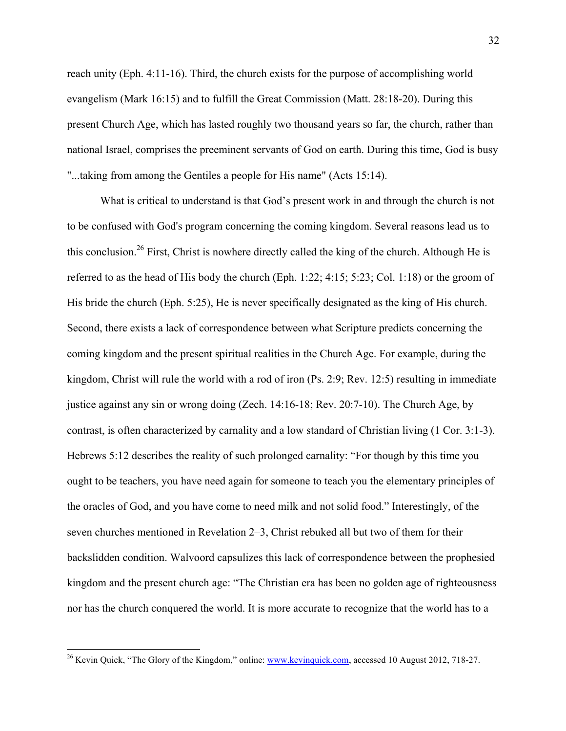reach unity (Eph. 4:11-16). Third, the church exists for the purpose of accomplishing world evangelism (Mark 16:15) and to fulfill the Great Commission (Matt. 28:18-20). During this present Church Age, which has lasted roughly two thousand years so far, the church, rather than national Israel, comprises the preeminent servants of God on earth. During this time, God is busy "...taking from among the Gentiles a people for His name" (Acts 15:14).

What is critical to understand is that God's present work in and through the church is not to be confused with God's program concerning the coming kingdom. Several reasons lead us to this conclusion.[26] First, Christ is nowhere directly called the king of the church. Although He is referred to as the head of His body the church (Eph. 1:22; 4:15; 5:23; Col. 1:18) or the groom of His bride the church (Eph. 5:25), He is never specifically designated as the king of His church. Second, there exists a lack of correspondence between what Scripture predicts concerning the coming kingdom and the present spiritual realities in the Church Age. For example, during the kingdom, Christ will rule the world with a rod of iron (Ps. 2:9; Rev. 12:5) resulting in immediate justice against any sin or wrong doing (Zech. 14:16-18; Rev. 20:7-10). The Church Age, by contrast, is often characterized by carnality and a low standard of Christian living (1 Cor. 3:1-3). Hebrews 5:12 describes the reality of such prolonged carnality: "For though by this time you ought to be teachers, you have need again for someone to teach you the elementary principles of the oracles of God, and you have come to need milk and not solid food." Interestingly, of the seven churches mentioned in Revelation 2–3, Christ rebuked all but two of them for their backslidden condition. Walvoord capsulizes this lack of correspondence between the prophesied kingdom and the present church age: "The Christian era has been no golden age of righteousness nor has the church conquered the world. It is more accurate to recognize that the world has to a

---

[26] Kevin Quick, "The Glory of the Kingdom," online: www.kevinquick.com, accessed 10 August 2012, 718-27.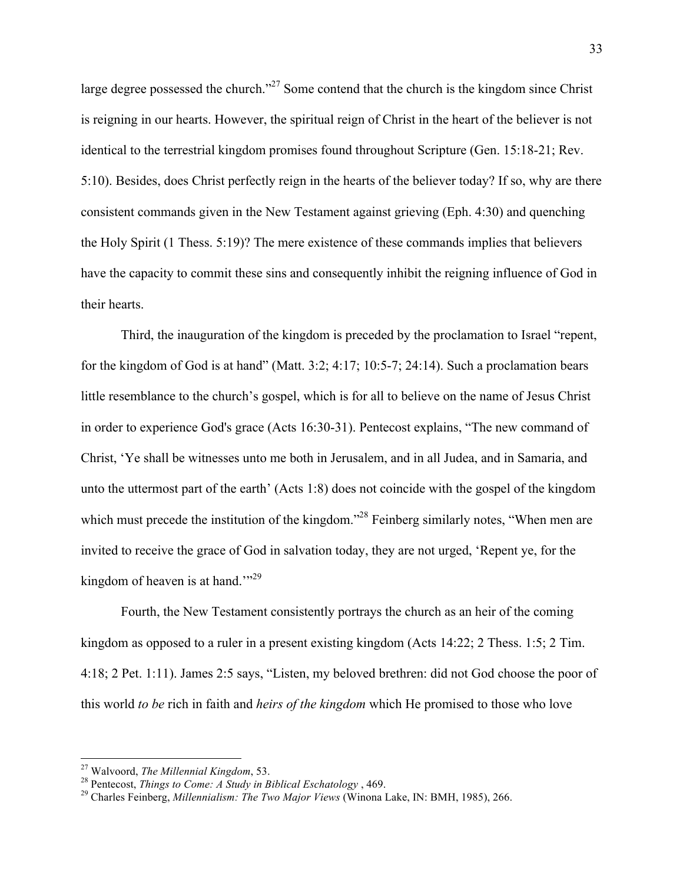large degree possessed the church."[27] Some contend that the church is the kingdom since Christ is reigning in our hearts. However, the spiritual reign of Christ in the heart of the believer is not identical to the terrestrial kingdom promises found throughout Scripture (Gen. 15:18-21; Rev. 5:10). Besides, does Christ perfectly reign in the hearts of the believer today? If so, why are there consistent commands given in the New Testament against grieving (Eph. 4:30) and quenching the Holy Spirit (1 Thess. 5:19)? The mere existence of these commands implies that believers have the capacity to commit these sins and consequently inhibit the reigning influence of God in their hearts.

Third, the inauguration of the kingdom is preceded by the proclamation to Israel "repent, for the kingdom of God is at hand" (Matt. 3:2; 4:17; 10:5-7; 24:14). Such a proclamation bears little resemblance to the church's gospel, which is for all to believe on the name of Jesus Christ in order to experience God's grace (Acts 16:30-31). Pentecost explains, "The new command of Christ, 'Ye shall be witnesses unto me both in Jerusalem, and in all Judea, and in Samaria, and unto the uttermost part of the earth' (Acts 1:8) does not coincide with the gospel of the kingdom which must precede the institution of the kingdom."[28] Feinberg similarly notes, "When men are invited to receive the grace of God in salvation today, they are not urged, 'Repent ye, for the kingdom of heaven is at hand.'"[29]

Fourth, the New Testament consistently portrays the church as an heir of the coming kingdom as opposed to a ruler in a present existing kingdom (Acts 14:22; 2 Thess. 1:5; 2 Tim. 4:18; 2 Pet. 1:11). James 2:5 says, "Listen, my beloved brethren: did not God choose the poor of this world *to be* rich in faith and *heirs of the kingdom* which He promised to those who love

---

[27] Walvoord, *The Millennial Kingdom*, 53.

[28] Pentecost, *Things to Come: A Study in Biblical Eschatology* , 469.

[29] Charles Feinberg, *Millennialism: The Two Major Views* (Winona Lake, IN: BMH, 1985), 266.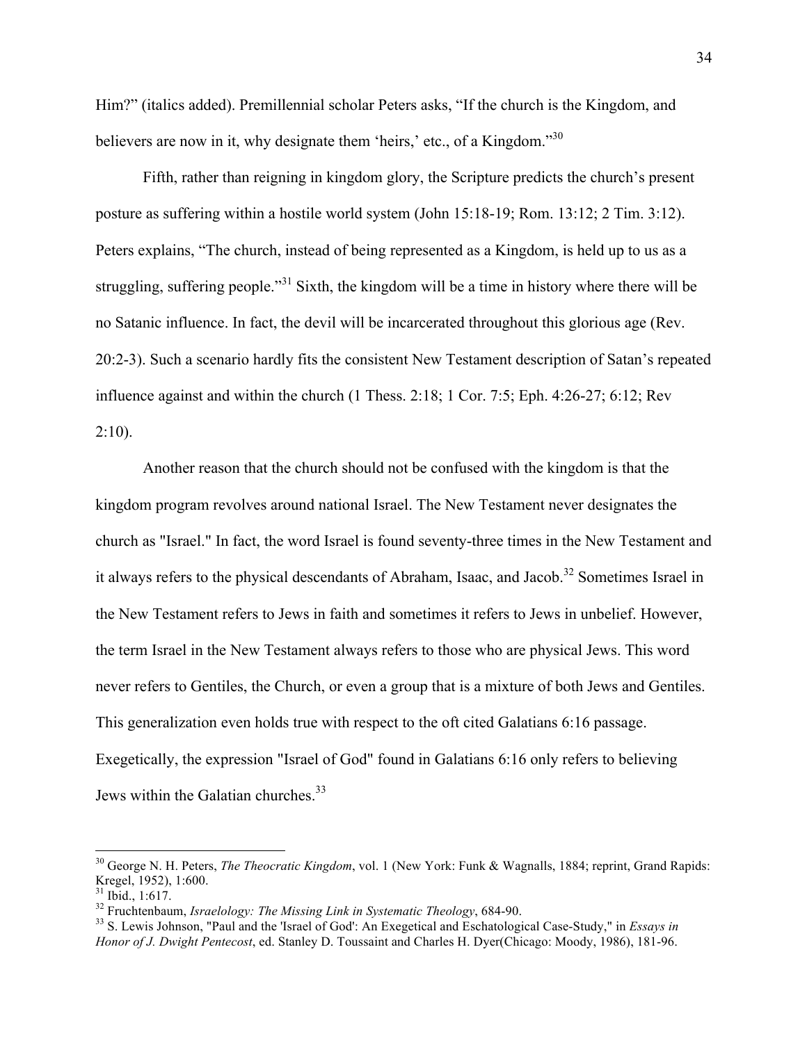Him?" (italics added). Premillennial scholar Peters asks, "If the church is the Kingdom, and believers are now in it, why designate them 'heirs,' etc., of a Kingdom."[30]

Fifth, rather than reigning in kingdom glory, the Scripture predicts the church's present posture as suffering within a hostile world system (John 15:18-19; Rom. 13:12; 2 Tim. 3:12). Peters explains, "The church, instead of being represented as a Kingdom, is held up to us as a struggling, suffering people."[31] Sixth, the kingdom will be a time in history where there will be no Satanic influence. In fact, the devil will be incarcerated throughout this glorious age (Rev. 20:2-3). Such a scenario hardly fits the consistent New Testament description of Satan's repeated influence against and within the church (1 Thess. 2:18; 1 Cor. 7:5; Eph. 4:26-27; 6:12; Rev 2:10).

Another reason that the church should not be confused with the kingdom is that the kingdom program revolves around national Israel. The New Testament never designates the church as "Israel." In fact, the word Israel is found seventy-three times in the New Testament and it always refers to the physical descendants of Abraham, Isaac, and Jacob.[32] Sometimes Israel in the New Testament refers to Jews in faith and sometimes it refers to Jews in unbelief. However, the term Israel in the New Testament always refers to those who are physical Jews. This word never refers to Gentiles, the Church, or even a group that is a mixture of both Jews and Gentiles. This generalization even holds true with respect to the oft cited Galatians 6:16 passage. Exegetically, the expression "Israel of God" found in Galatians 6:16 only refers to believing Jews within the Galatian churches.[33]

---

[30] George N. H. Peters, *The Theocratic Kingdom*, vol. 1 (New York: Funk & Wagnalls, 1884; reprint, Grand Rapids: Kregel, 1952), 1:600.

[31] Ibid., 1:617.

[32] Fruchtenbaum, *Israelology: The Missing Link in Systematic Theology*, 684-90.

[33] S. Lewis Johnson, "Paul and the 'Israel of God': An Exegetical and Eschatological Case-Study," in *Essays in Honor of J. Dwight Pentecost*, ed. Stanley D. Toussaint and Charles H. Dyer(Chicago: Moody, 1986), 181-96.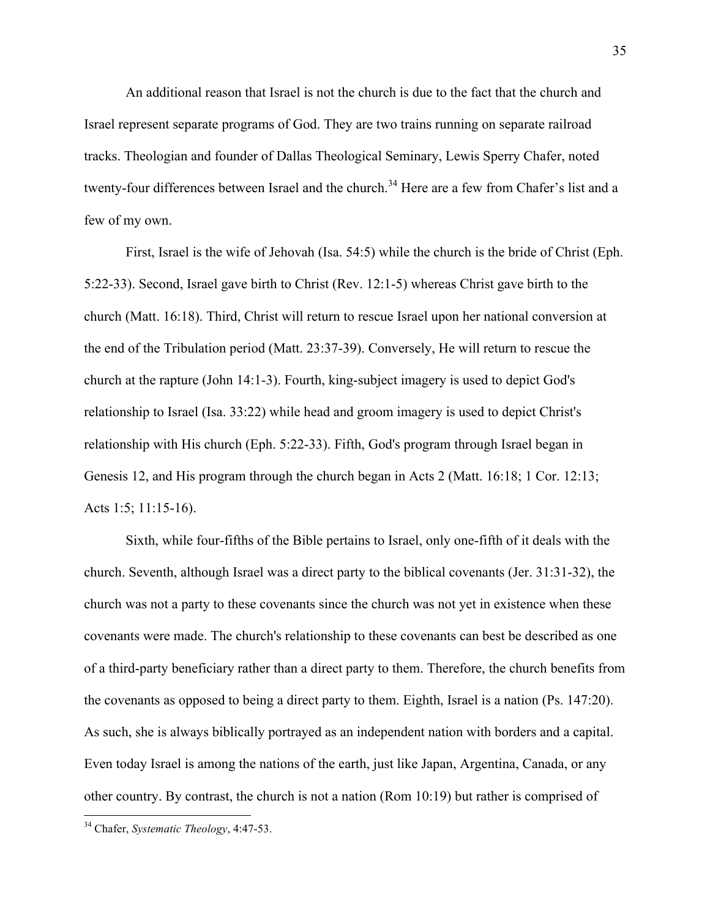An additional reason that Israel is not the church is due to the fact that the church and Israel represent separate programs of God. They are two trains running on separate railroad tracks. Theologian and founder of Dallas Theological Seminary, Lewis Sperry Chafer, noted twenty-four differences between Israel and the church.[34] Here are a few from Chafer's list and a few of my own.

First, Israel is the wife of Jehovah (Isa. 54:5) while the church is the bride of Christ (Eph. 5:22-33). Second, Israel gave birth to Christ (Rev. 12:1-5) whereas Christ gave birth to the church (Matt. 16:18). Third, Christ will return to rescue Israel upon her national conversion at the end of the Tribulation period (Matt. 23:37-39). Conversely, He will return to rescue the church at the rapture (John 14:1-3). Fourth, king-subject imagery is used to depict God's relationship to Israel (Isa. 33:22) while head and groom imagery is used to depict Christ's relationship with His church (Eph. 5:22-33). Fifth, God's program through Israel began in Genesis 12, and His program through the church began in Acts 2 (Matt. 16:18; 1 Cor. 12:13; Acts 1:5; 11:15-16).

Sixth, while four-fifths of the Bible pertains to Israel, only one-fifth of it deals with the church. Seventh, although Israel was a direct party to the biblical covenants (Jer. 31:31-32), the church was not a party to these covenants since the church was not yet in existence when these covenants were made. The church's relationship to these covenants can best be described as one of a third-party beneficiary rather than a direct party to them. Therefore, the church benefits from the covenants as opposed to being a direct party to them. Eighth, Israel is a nation (Ps. 147:20). As such, she is always biblically portrayed as an independent nation with borders and a capital. Even today Israel is among the nations of the earth, just like Japan, Argentina, Canada, or any other country. By contrast, the church is not a nation (Rom 10:19) but rather is comprised of

[34] Chafer, *Systematic Theology*, 4:47-53.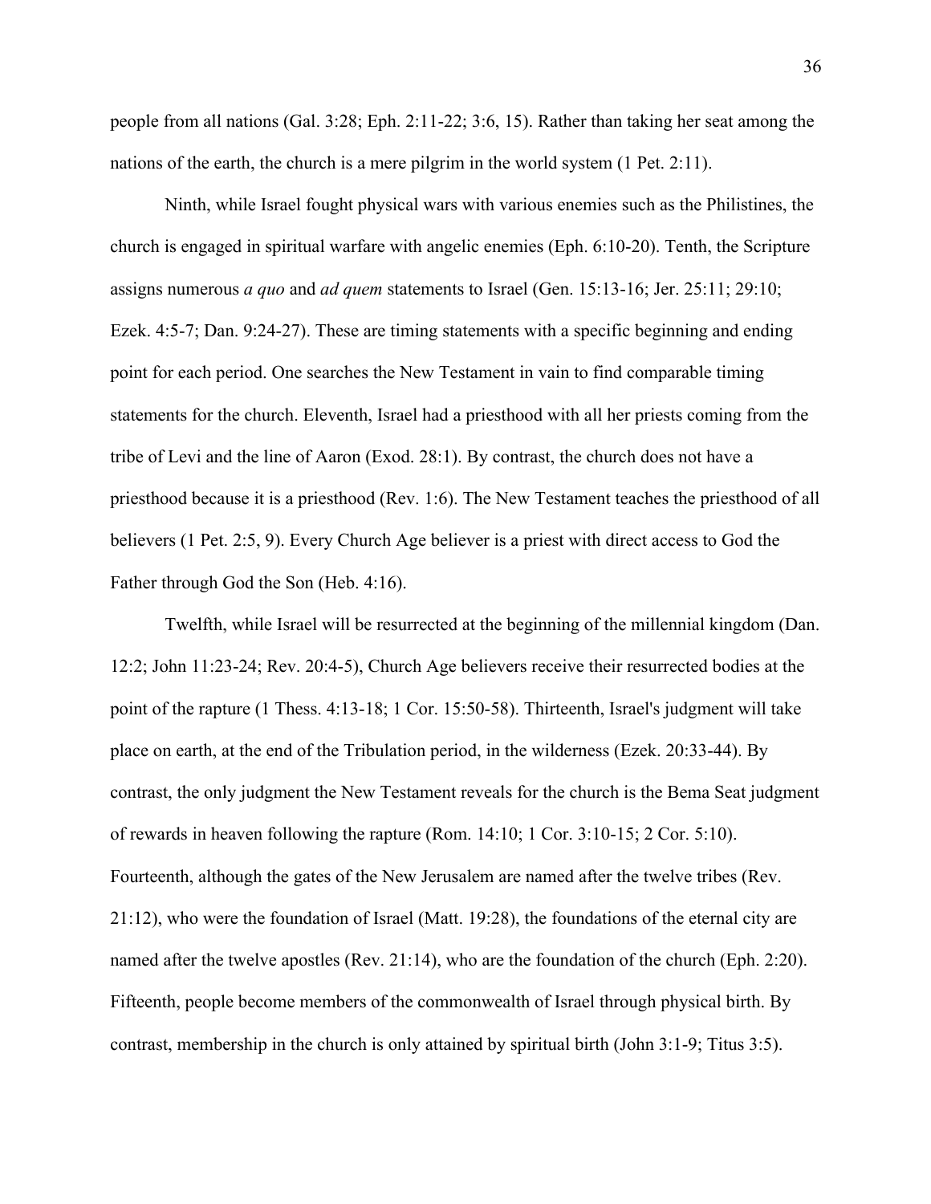people from all nations (Gal. 3:28; Eph. 2:11-22; 3:6, 15). Rather than taking her seat among the nations of the earth, the church is a mere pilgrim in the world system (1 Pet. 2:11).

Ninth, while Israel fought physical wars with various enemies such as the Philistines, the church is engaged in spiritual warfare with angelic enemies (Eph. 6:10-20). Tenth, the Scripture assigns numerous *a quo* and *ad quem* statements to Israel (Gen. 15:13-16; Jer. 25:11; 29:10; Ezek. 4:5-7; Dan. 9:24-27). These are timing statements with a specific beginning and ending point for each period. One searches the New Testament in vain to find comparable timing statements for the church. Eleventh, Israel had a priesthood with all her priests coming from the tribe of Levi and the line of Aaron (Exod. 28:1). By contrast, the church does not have a priesthood because it is a priesthood (Rev. 1:6). The New Testament teaches the priesthood of all believers (1 Pet. 2:5, 9). Every Church Age believer is a priest with direct access to God the Father through God the Son (Heb. 4:16).

Twelfth, while Israel will be resurrected at the beginning of the millennial kingdom (Dan. 12:2; John 11:23-24; Rev. 20:4-5), Church Age believers receive their resurrected bodies at the point of the rapture (1 Thess. 4:13-18; 1 Cor. 15:50-58). Thirteenth, Israel's judgment will take place on earth, at the end of the Tribulation period, in the wilderness (Ezek. 20:33-44). By contrast, the only judgment the New Testament reveals for the church is the Bema Seat judgment of rewards in heaven following the rapture (Rom. 14:10; 1 Cor. 3:10-15; 2 Cor. 5:10). Fourteenth, although the gates of the New Jerusalem are named after the twelve tribes (Rev. 21:12), who were the foundation of Israel (Matt. 19:28), the foundations of the eternal city are named after the twelve apostles (Rev. 21:14), who are the foundation of the church (Eph. 2:20). Fifteenth, people become members of the commonwealth of Israel through physical birth. By contrast, membership in the church is only attained by spiritual birth (John 3:1-9; Titus 3:5).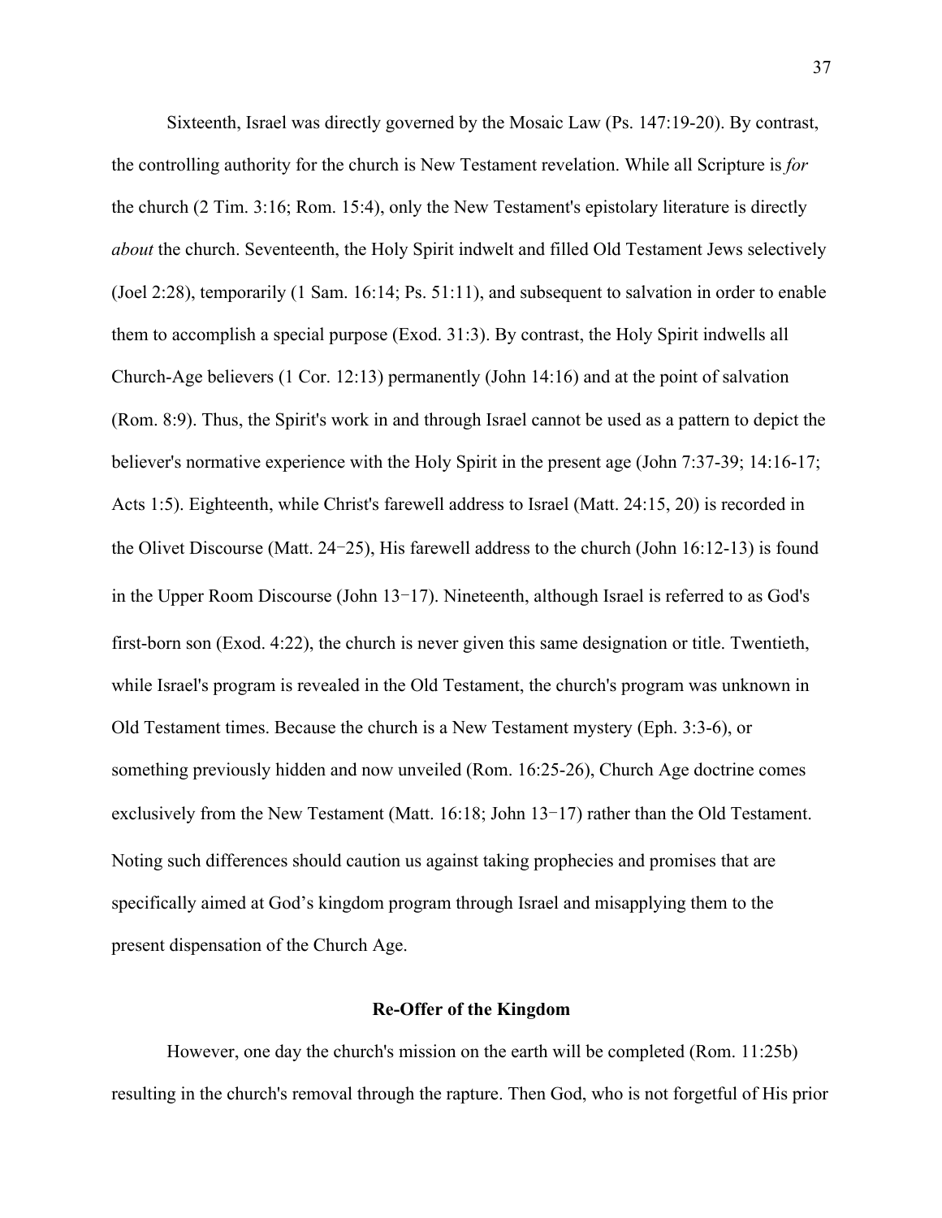Sixteenth, Israel was directly governed by the Mosaic Law (Ps. 147:19-20). By contrast, the controlling authority for the church is New Testament revelation. While all Scripture is *for* the church (2 Tim. 3:16; Rom. 15:4), only the New Testament's epistolary literature is directly *about* the church. Seventeenth, the Holy Spirit indwelt and filled Old Testament Jews selectively (Joel 2:28), temporarily (1 Sam. 16:14; Ps. 51:11), and subsequent to salvation in order to enable them to accomplish a special purpose (Exod. 31:3). By contrast, the Holy Spirit indwells all Church-Age believers (1 Cor. 12:13) permanently (John 14:16) and at the point of salvation (Rom. 8:9). Thus, the Spirit's work in and through Israel cannot be used as a pattern to depict the believer's normative experience with the Holy Spirit in the present age (John 7:37-39; 14:16-17; Acts 1:5). Eighteenth, while Christ's farewell address to Israel (Matt. 24:15, 20) is recorded in the Olivet Discourse (Matt. 24−25), His farewell address to the church (John 16:12-13) is found in the Upper Room Discourse (John 13−17). Nineteenth, although Israel is referred to as God's first-born son (Exod. 4:22), the church is never given this same designation or title. Twentieth, while Israel's program is revealed in the Old Testament, the church's program was unknown in Old Testament times. Because the church is a New Testament mystery (Eph. 3:3-6), or something previously hidden and now unveiled (Rom. 16:25-26), Church Age doctrine comes exclusively from the New Testament (Matt. 16:18; John 13−17) rather than the Old Testament. Noting such differences should caution us against taking prophecies and promises that are specifically aimed at God's kingdom program through Israel and misapplying them to the present dispensation of the Church Age.

## Re-Offer of the Kingdom

However, one day the church's mission on the earth will be completed (Rom. 11:25b) resulting in the church's removal through the rapture. Then God, who is not forgetful of His prior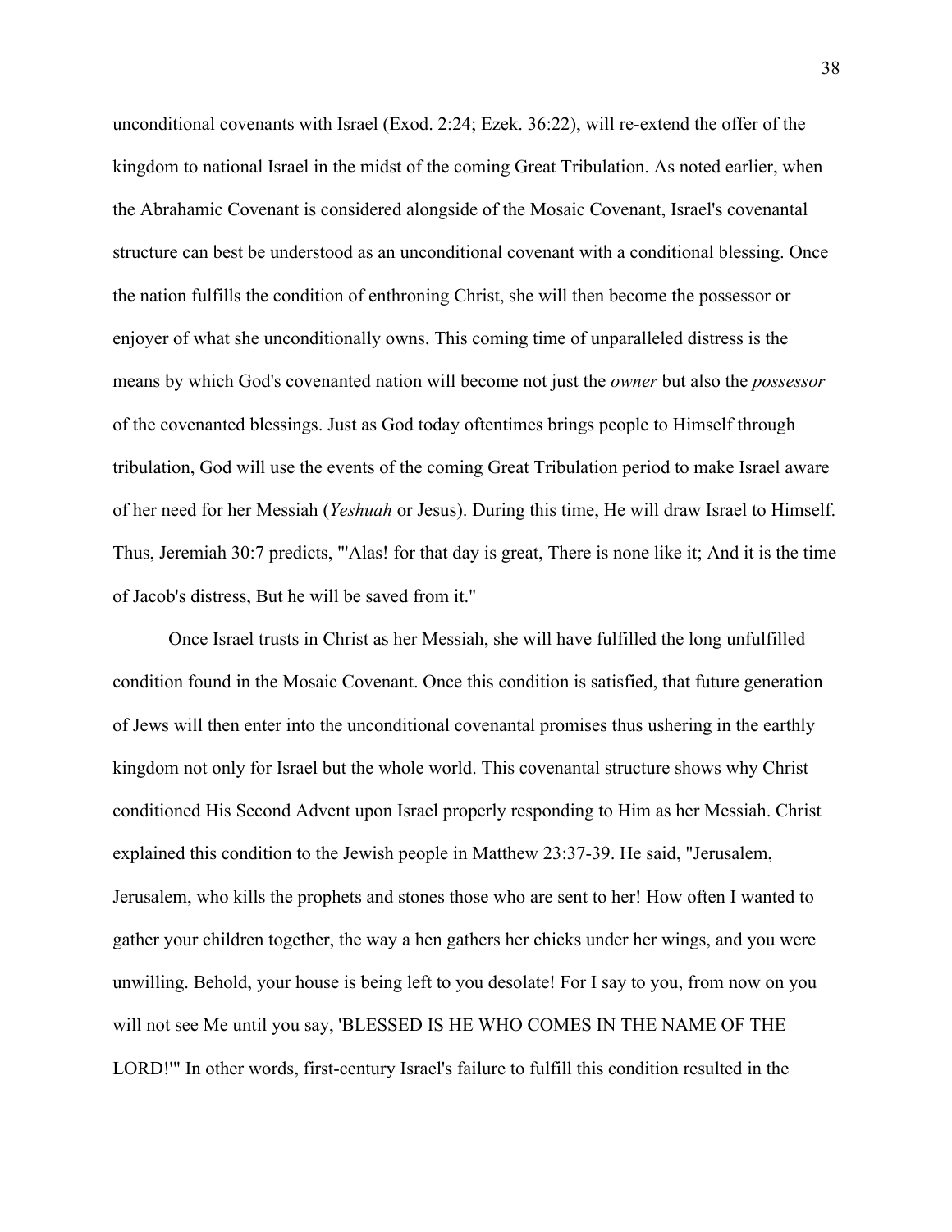unconditional covenants with Israel (Exod. 2:24; Ezek. 36:22), will re-extend the offer of the kingdom to national Israel in the midst of the coming Great Tribulation. As noted earlier, when the Abrahamic Covenant is considered alongside of the Mosaic Covenant, Israel's covenantal structure can best be understood as an unconditional covenant with a conditional blessing. Once the nation fulfills the condition of enthroning Christ, she will then become the possessor or enjoyer of what she unconditionally owns. This coming time of unparalleled distress is the means by which God's covenanted nation will become not just the *owner* but also the *possessor* of the covenanted blessings. Just as God today oftentimes brings people to Himself through tribulation, God will use the events of the coming Great Tribulation period to make Israel aware of her need for her Messiah (*Yeshuah* or Jesus). During this time, He will draw Israel to Himself. Thus, Jeremiah 30:7 predicts, "'Alas! for that day is great, There is none like it; And it is the time of Jacob's distress, But he will be saved from it."

Once Israel trusts in Christ as her Messiah, she will have fulfilled the long unfulfilled condition found in the Mosaic Covenant. Once this condition is satisfied, that future generation of Jews will then enter into the unconditional covenantal promises thus ushering in the earthly kingdom not only for Israel but the whole world. This covenantal structure shows why Christ conditioned His Second Advent upon Israel properly responding to Him as her Messiah. Christ explained this condition to the Jewish people in Matthew 23:37-39. He said, "Jerusalem, Jerusalem, who kills the prophets and stones those who are sent to her! How often I wanted to gather your children together, the way a hen gathers her chicks under her wings, and you were unwilling. Behold, your house is being left to you desolate! For I say to you, from now on you will not see Me until you say, 'BLESSED IS HE WHO COMES IN THE NAME OF THE LORD!'" In other words, first-century Israel's failure to fulfill this condition resulted in the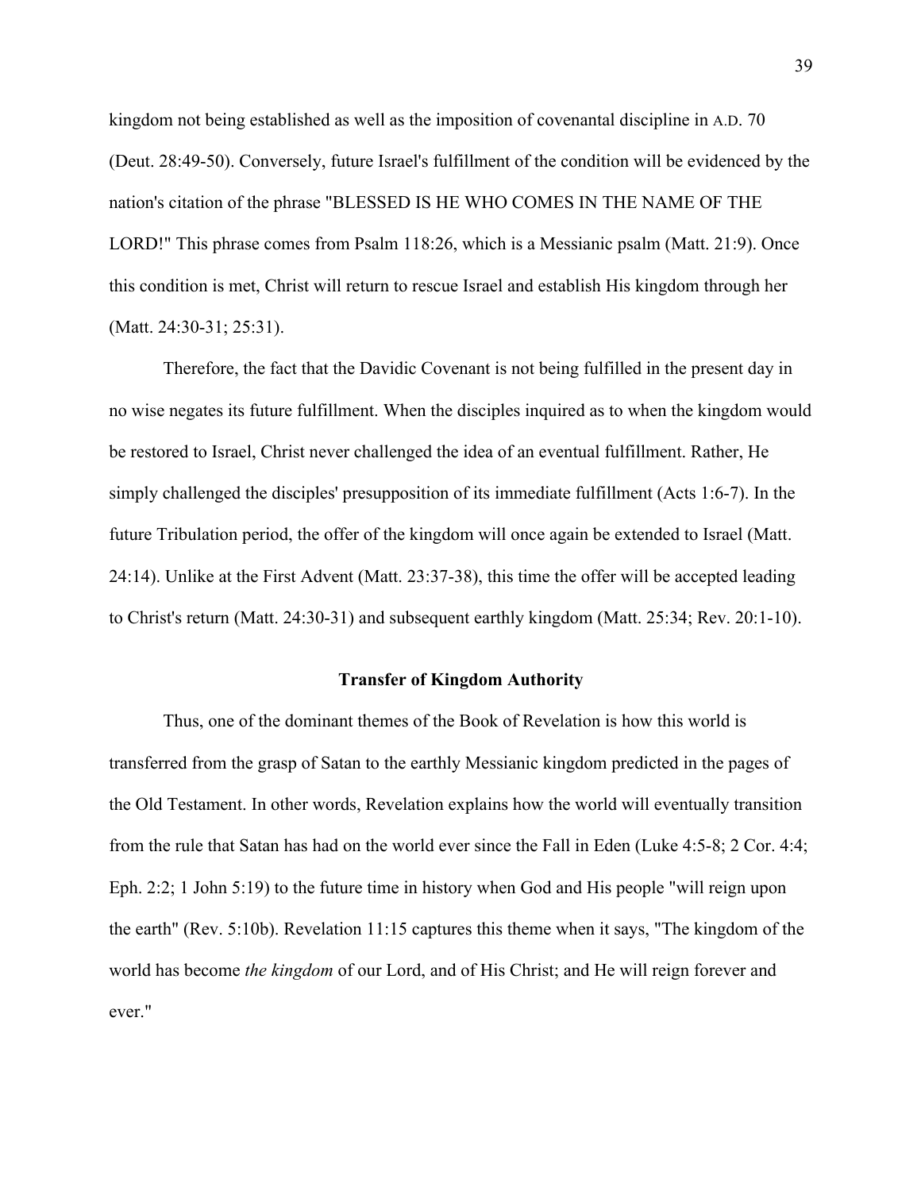kingdom not being established as well as the imposition of covenantal discipline in A.D. 70 (Deut. 28:49-50). Conversely, future Israel's fulfillment of the condition will be evidenced by the nation's citation of the phrase "BLESSED IS HE WHO COMES IN THE NAME OF THE LORD!" This phrase comes from Psalm 118:26, which is a Messianic psalm (Matt. 21:9). Once this condition is met, Christ will return to rescue Israel and establish His kingdom through her (Matt. 24:30-31; 25:31).

Therefore, the fact that the Davidic Covenant is not being fulfilled in the present day in no wise negates its future fulfillment. When the disciples inquired as to when the kingdom would be restored to Israel, Christ never challenged the idea of an eventual fulfillment. Rather, He simply challenged the disciples' presupposition of its immediate fulfillment (Acts 1:6-7). In the future Tribulation period, the offer of the kingdom will once again be extended to Israel (Matt. 24:14). Unlike at the First Advent (Matt. 23:37-38), this time the offer will be accepted leading to Christ's return (Matt. 24:30-31) and subsequent earthly kingdom (Matt. 25:34; Rev. 20:1-10).

### Transfer of Kingdom Authority

Thus, one of the dominant themes of the Book of Revelation is how this world is transferred from the grasp of Satan to the earthly Messianic kingdom predicted in the pages of the Old Testament. In other words, Revelation explains how the world will eventually transition from the rule that Satan has had on the world ever since the Fall in Eden (Luke 4:5-8; 2 Cor. 4:4; Eph. 2:2; 1 John 5:19) to the future time in history when God and His people "will reign upon the earth" (Rev. 5:10b). Revelation 11:15 captures this theme when it says, "The kingdom of the world has become *the kingdom* of our Lord, and of His Christ; and He will reign forever and ever."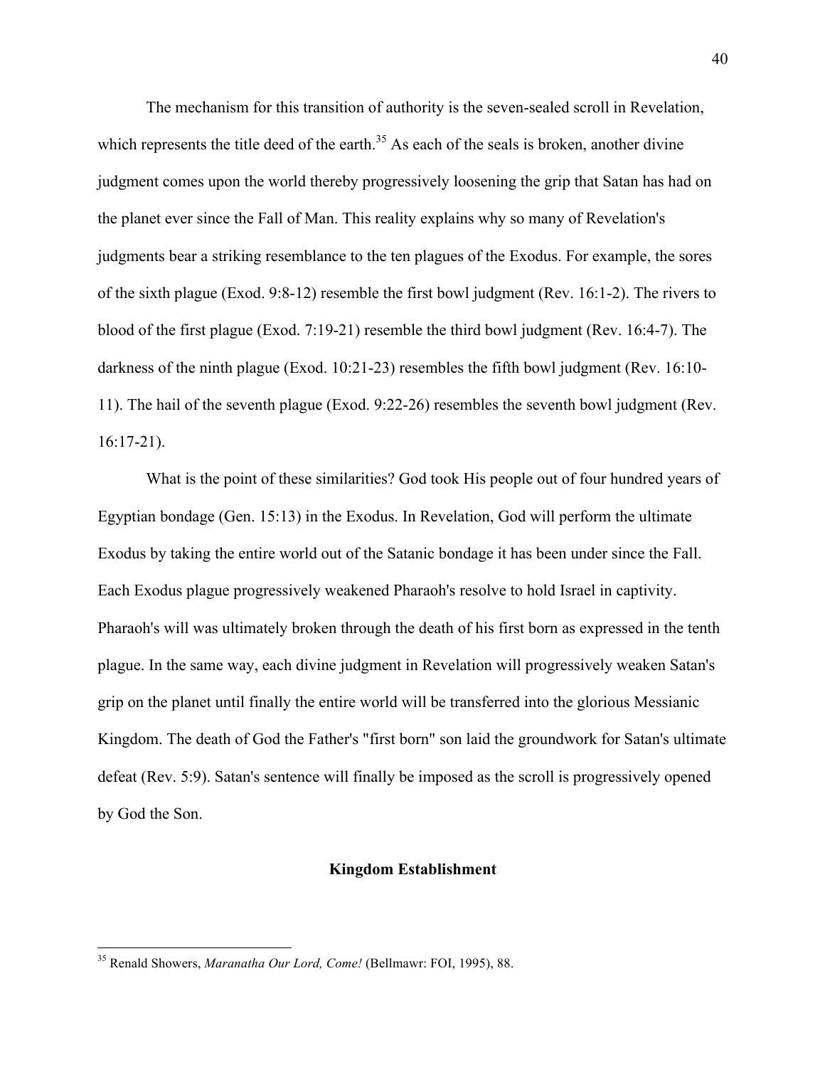The mechanism for this transition of authority is the seven-sealed scroll in Revelation, which represents the title deed of the earth.[35] As each of the seals is broken, another divine judgment comes upon the world thereby progressively loosening the grip that Satan has had on the planet ever since the Fall of Man. This reality explains why so many of Revelation's judgments bear a striking resemblance to the ten plagues of the Exodus. For example, the sores of the sixth plague (Exod. 9:8-12) resemble the first bowl judgment (Rev. 16:1-2). The rivers to blood of the first plague (Exod. 7:19-21) resemble the third bowl judgment (Rev. 16:4-7). The darkness of the ninth plague (Exod. 10:21-23) resembles the fifth bowl judgment (Rev. 16:10-11). The hail of the seventh plague (Exod. 9:22-26) resembles the seventh bowl judgment (Rev. 16:17-21).

What is the point of these similarities? God took His people out of four hundred years of Egyptian bondage (Gen. 15:13) in the Exodus. In Revelation, God will perform the ultimate Exodus by taking the entire world out of the Satanic bondage it has been under since the Fall. Each Exodus plague progressively weakened Pharaoh's resolve to hold Israel in captivity. Pharaoh's will was ultimately broken through the death of his first born as expressed in the tenth plague. In the same way, each divine judgment in Revelation will progressively weaken Satan's grip on the planet until finally the entire world will be transferred into the glorious Messianic Kingdom. The death of God the Father's "first born" son laid the groundwork for Satan's ultimate defeat (Rev. 5:9). Satan's sentence will finally be imposed as the scroll is progressively opened by God the Son.

## Kingdom Establishment

---

[35] Renald Showers, *Maranatha Our Lord, Come!* (Bellmawr: FOI, 1995), 88.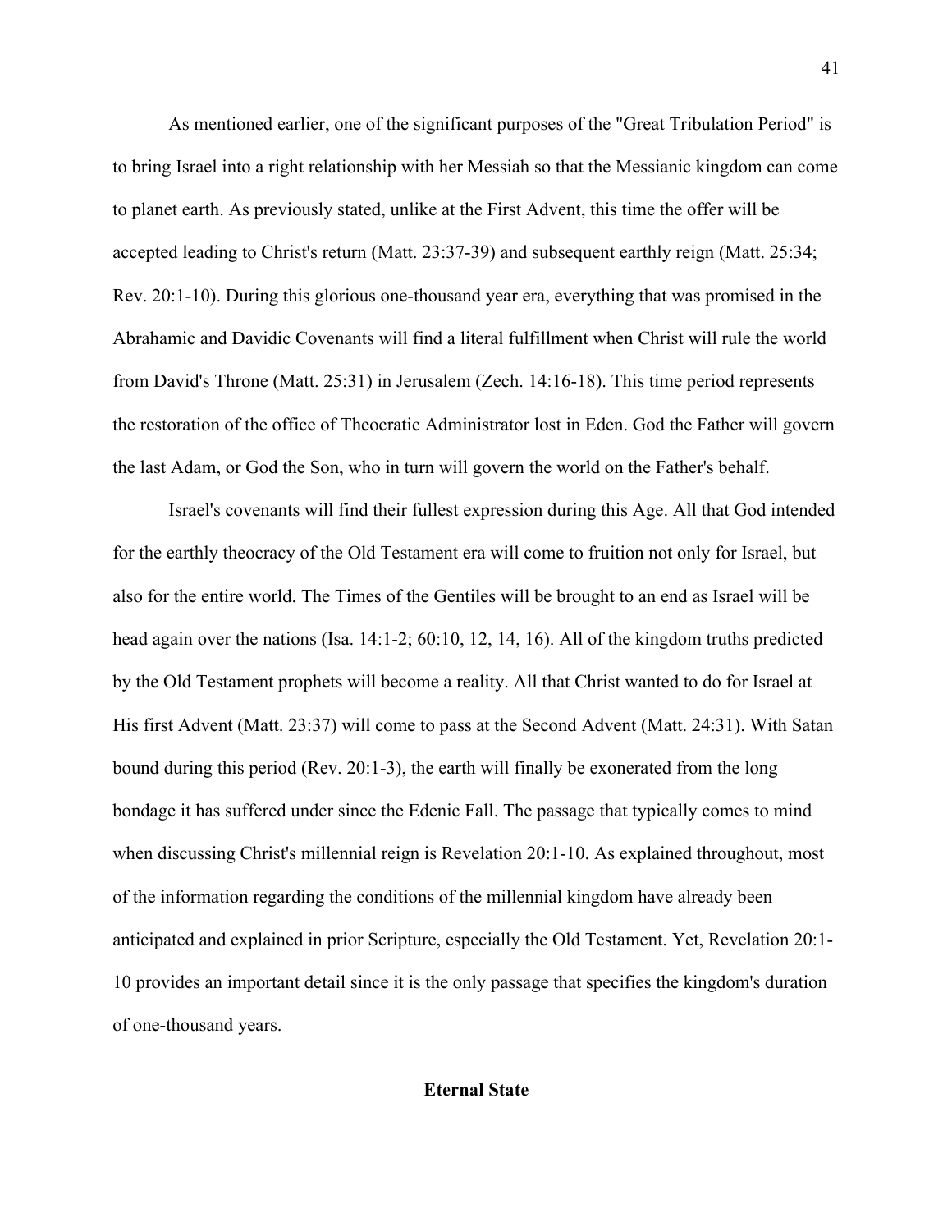As mentioned earlier, one of the significant purposes of the "Great Tribulation Period" is to bring Israel into a right relationship with her Messiah so that the Messianic kingdom can come to planet earth. As previously stated, unlike at the First Advent, this time the offer will be accepted leading to Christ's return (Matt. 23:37-39) and subsequent earthly reign (Matt. 25:34; Rev. 20:1-10). During this glorious one-thousand year era, everything that was promised in the Abrahamic and Davidic Covenants will find a literal fulfillment when Christ will rule the world from David's Throne (Matt. 25:31) in Jerusalem (Zech. 14:16-18). This time period represents the restoration of the office of Theocratic Administrator lost in Eden. God the Father will govern the last Adam, or God the Son, who in turn will govern the world on the Father's behalf.

Israel's covenants will find their fullest expression during this Age. All that God intended for the earthly theocracy of the Old Testament era will come to fruition not only for Israel, but also for the entire world. The Times of the Gentiles will be brought to an end as Israel will be head again over the nations (Isa. 14:1-2; 60:10, 12, 14, 16). All of the kingdom truths predicted by the Old Testament prophets will become a reality. All that Christ wanted to do for Israel at His first Advent (Matt. 23:37) will come to pass at the Second Advent (Matt. 24:31). With Satan bound during this period (Rev. 20:1-3), the earth will finally be exonerated from the long bondage it has suffered under since the Edenic Fall. The passage that typically comes to mind when discussing Christ's millennial reign is Revelation 20:1-10. As explained throughout, most of the information regarding the conditions of the millennial kingdom have already been anticipated and explained in prior Scripture, especially the Old Testament. Yet, Revelation 20:1-10 provides an important detail since it is the only passage that specifies the kingdom's duration of one-thousand years.

## Eternal State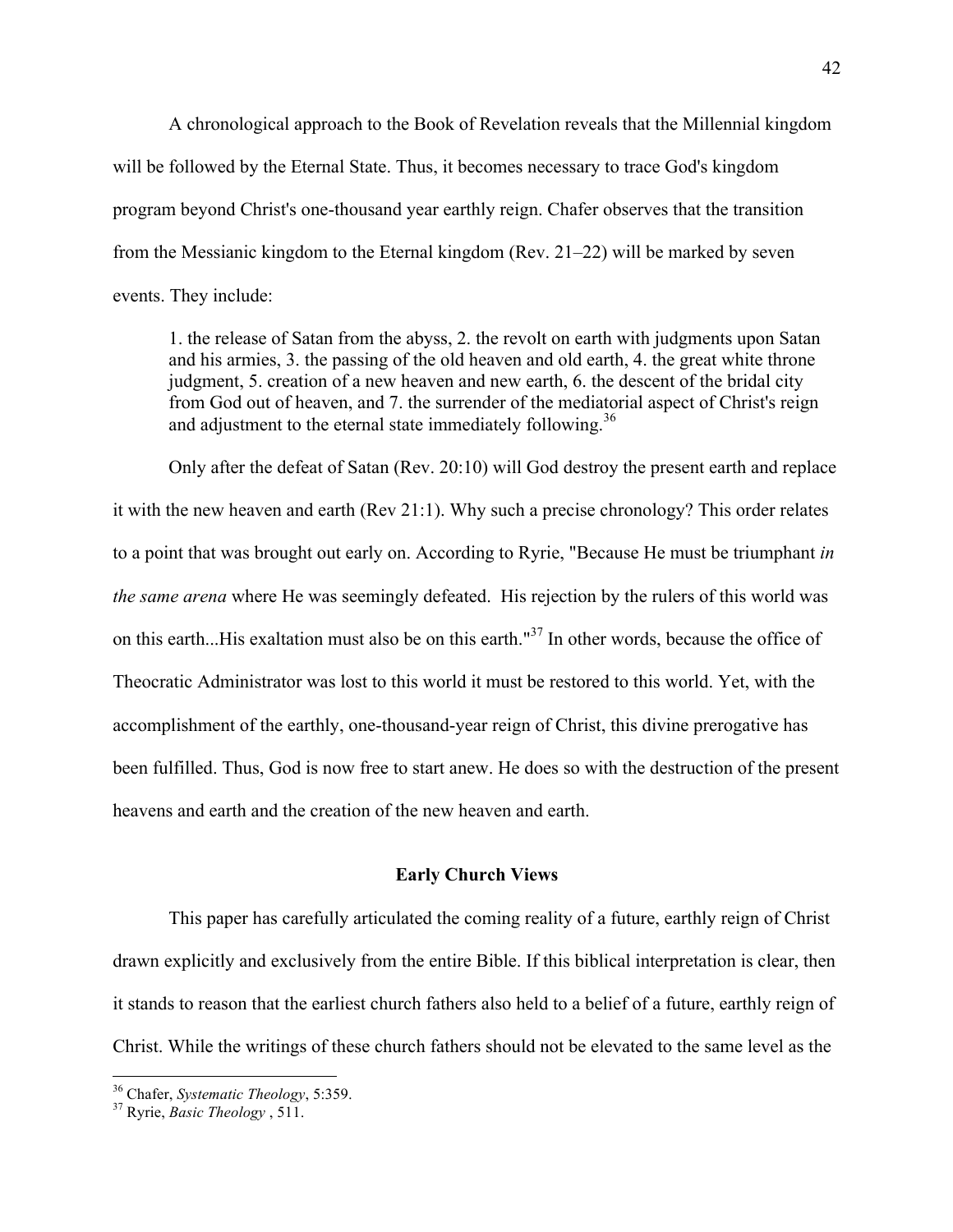A chronological approach to the Book of Revelation reveals that the Millennial kingdom will be followed by the Eternal State. Thus, it becomes necessary to trace God's kingdom program beyond Christ's one-thousand year earthly reign. Chafer observes that the transition from the Messianic kingdom to the Eternal kingdom (Rev. 21–22) will be marked by seven events. They include:

> 1. the release of Satan from the abyss, 2. the revolt on earth with judgments upon Satan and his armies, 3. the passing of the old heaven and old earth, 4. the great white throne judgment, 5. creation of a new heaven and new earth, 6. the descent of the bridal city from God out of heaven, and 7. the surrender of the mediatorial aspect of Christ's reign and adjustment to the eternal state immediately following.[36]

Only after the defeat of Satan (Rev. 20:10) will God destroy the present earth and replace it with the new heaven and earth (Rev 21:1). Why such a precise chronology? This order relates to a point that was brought out early on. According to Ryrie, "Because He must be triumphant *in the same arena* where He was seemingly defeated. His rejection by the rulers of this world was on this earth...His exaltation must also be on this earth."[37] In other words, because the office of Theocratic Administrator was lost to this world it must be restored to this world. Yet, with the accomplishment of the earthly, one-thousand-year reign of Christ, this divine prerogative has been fulfilled. Thus, God is now free to start anew. He does so with the destruction of the present heavens and earth and the creation of the new heaven and earth.

### Early Church Views

This paper has carefully articulated the coming reality of a future, earthly reign of Christ drawn explicitly and exclusively from the entire Bible. If this biblical interpretation is clear, then it stands to reason that the earliest church fathers also held to a belief of a future, earthly reign of Christ. While the writings of these church fathers should not be elevated to the same level as the

---

[36] Chafer, *Systematic Theology*, 5:359.

[37] Ryrie, *Basic Theology* , 511.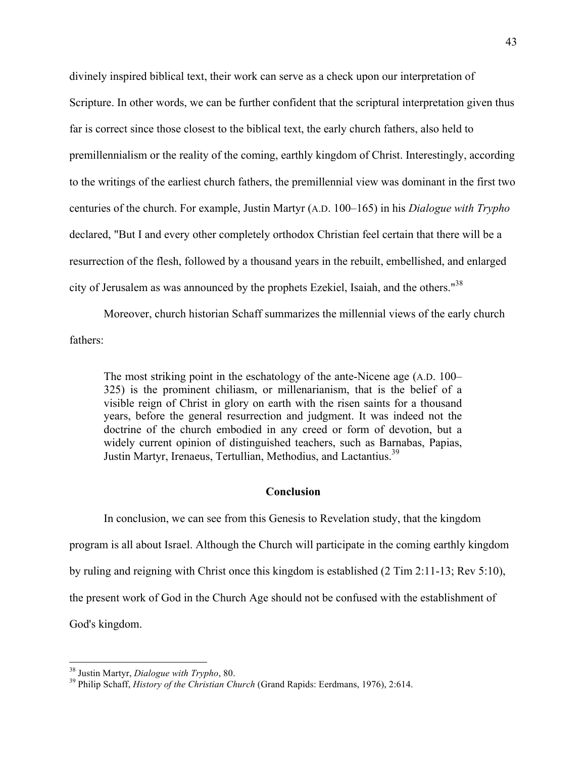divinely inspired biblical text, their work can serve as a check upon our interpretation of Scripture. In other words, we can be further confident that the scriptural interpretation given thus far is correct since those closest to the biblical text, the early church fathers, also held to premillennialism or the reality of the coming, earthly kingdom of Christ. Interestingly, according to the writings of the earliest church fathers, the premillennial view was dominant in the first two centuries of the church. For example, Justin Martyr (A.D. 100–165) in his *Dialogue with Trypho* declared, "But I and every other completely orthodox Christian feel certain that there will be a resurrection of the flesh, followed by a thousand years in the rebuilt, embellished, and enlarged city of Jerusalem as was announced by the prophets Ezekiel, Isaiah, and the others."[38]

Moreover, church historian Schaff summarizes the millennial views of the early church fathers:

> The most striking point in the eschatology of the ante-Nicene age (A.D. 100–325) is the prominent chiliasm, or millenarianism, that is the belief of a visible reign of Christ in glory on earth with the risen saints for a thousand years, before the general resurrection and judgment. It was indeed not the doctrine of the church embodied in any creed or form of devotion, but a widely current opinion of distinguished teachers, such as Barnabas, Papias, Justin Martyr, Irenaeus, Tertullian, Methodius, and Lactantius.[39]

## Conclusion

In conclusion, we can see from this Genesis to Revelation study, that the kingdom program is all about Israel. Although the Church will participate in the coming earthly kingdom by ruling and reigning with Christ once this kingdom is established (2 Tim 2:11-13; Rev 5:10), the present work of God in the Church Age should not be confused with the establishment of God's kingdom.

---

[38] Justin Martyr, *Dialogue with Trypho*, 80.

[39] Philip Schaff, *History of the Christian Church* (Grand Rapids: Eerdmans, 1976), 2:614.